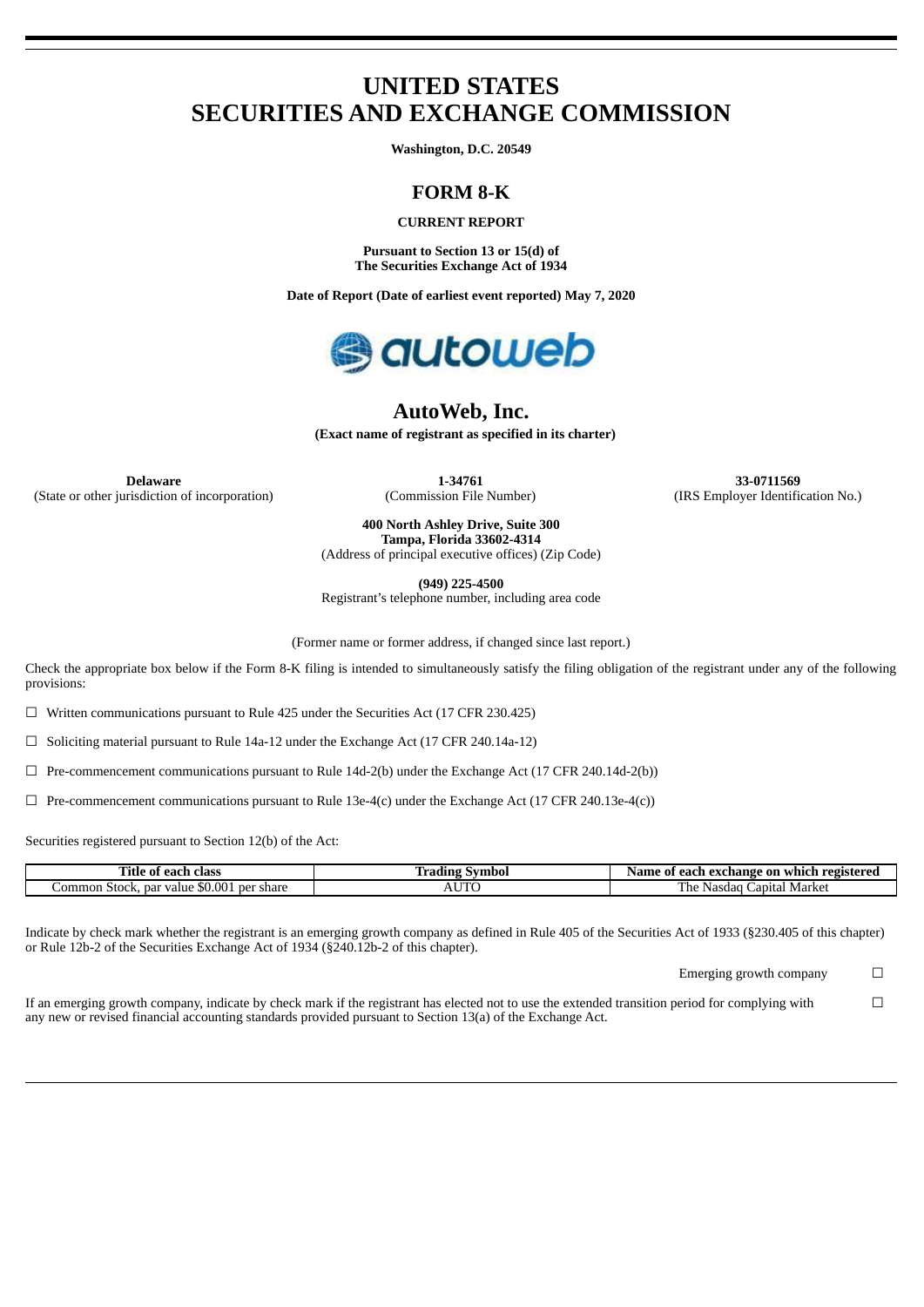# UNITED STATES
# SECURITIES AND EXCHANGE COMMISSION

**Washington, D.C. 20549**

## FORM 8-K

**CURRENT REPORT**

**Pursuant to Section 13 or 15(d) of**
**The Securities Exchange Act of 1934**

**Date of Report (Date of earliest event reported) May 7, 2020**

## AutoWeb, Inc.

**(Exact name of registrant as specified in its charter)**

| **Delaware** | **1-34761** | **33-0711569** |
|---|---|---|
| (State or other jurisdiction of incorporation) | (Commission File Number) | (IRS Employer Identification No.) |

**400 North Ashley Drive, Suite 300**
**Tampa, Florida 33602-4314**
(Address of principal executive offices) (Zip Code)

**(949) 225-4500**
Registrant's telephone number, including area code

(Former name or former address, if changed since last report.)

Check the appropriate box below if the Form 8-K filing is intended to simultaneously satisfy the filing obligation of the registrant under any of the following provisions:

☐ Written communications pursuant to Rule 425 under the Securities Act (17 CFR 230.425)

☐ Soliciting material pursuant to Rule 14a-12 under the Exchange Act (17 CFR 240.14a-12)

☐ Pre-commencement communications pursuant to Rule 14d-2(b) under the Exchange Act (17 CFR 240.14d-2(b))

☐ Pre-commencement communications pursuant to Rule 13e-4(c) under the Exchange Act (17 CFR 240.13e-4(c))

Securities registered pursuant to Section 12(b) of the Act:

| Title of each class | Trading Symbol | Name of each exchange on which registered |
|---|---|---|
| Common Stock, par value $0.001 per share | AUTO | The Nasdaq Capital Market |

Indicate by check mark whether the registrant is an emerging growth company as defined in Rule 405 of the Securities Act of 1933 (§230.405 of this chapter) or Rule 12b-2 of the Securities Exchange Act of 1934 (§240.12b-2 of this chapter).

Emerging growth company ☐

If an emerging growth company, indicate by check mark if the registrant has elected not to use the extended transition period for complying with any new or revised financial accounting standards provided pursuant to Section 13(a) of the Exchange Act. ☐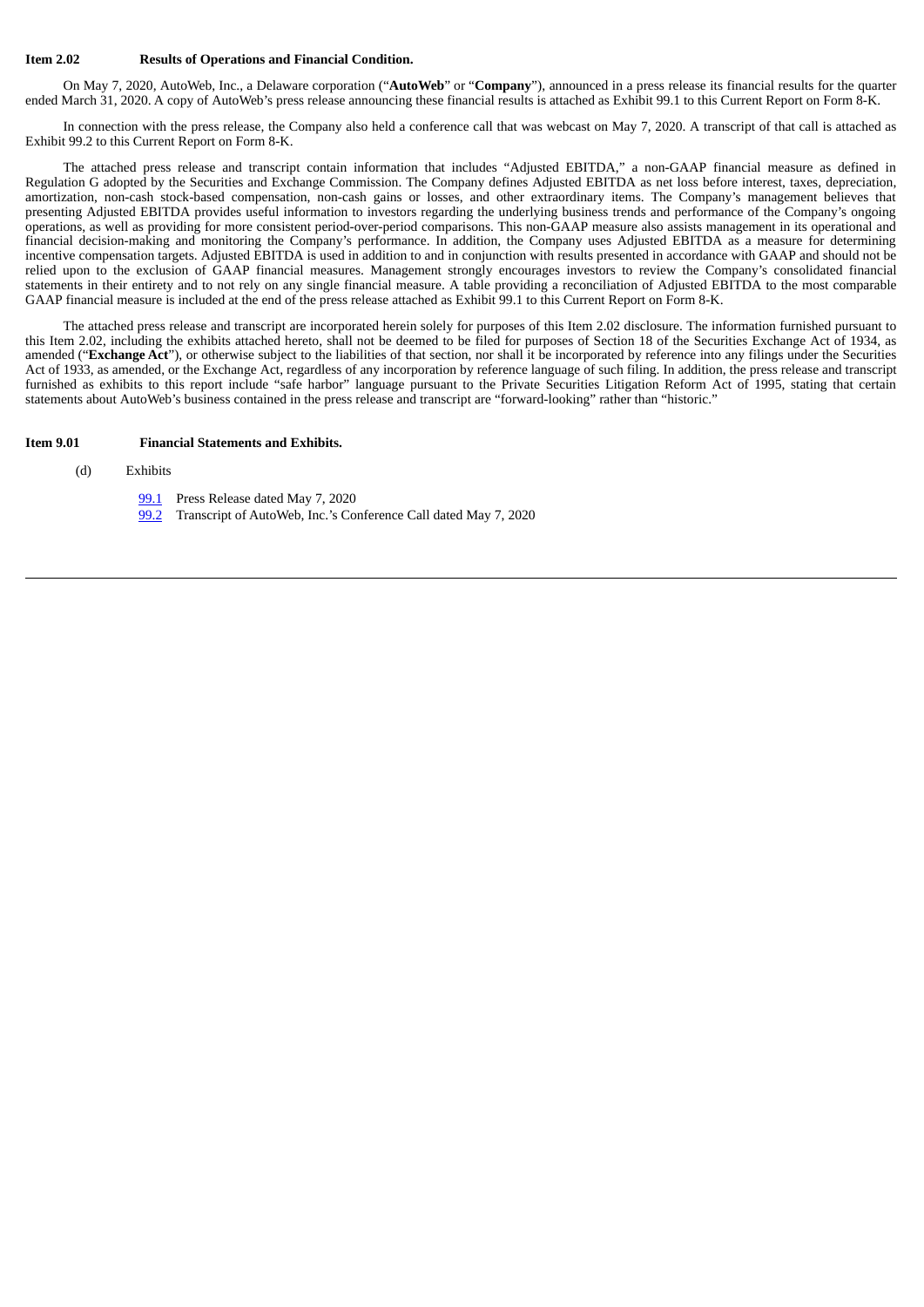**Item 2.02 Results of Operations and Financial Condition.**

On May 7, 2020, AutoWeb, Inc., a Delaware corporation ("**AutoWeb**" or "**Company**"), announced in a press release its financial results for the quarter ended March 31, 2020. A copy of AutoWeb's press release announcing these financial results is attached as Exhibit 99.1 to this Current Report on Form 8-K.

In connection with the press release, the Company also held a conference call that was webcast on May 7, 2020. A transcript of that call is attached as Exhibit 99.2 to this Current Report on Form 8-K.

The attached press release and transcript contain information that includes "Adjusted EBITDA," a non-GAAP financial measure as defined in Regulation G adopted by the Securities and Exchange Commission. The Company defines Adjusted EBITDA as net loss before interest, taxes, depreciation, amortization, non-cash stock-based compensation, non-cash gains or losses, and other extraordinary items. The Company's management believes that presenting Adjusted EBITDA provides useful information to investors regarding the underlying business trends and performance of the Company's ongoing operations, as well as providing for more consistent period-over-period comparisons. This non-GAAP measure also assists management in its operational and financial decision-making and monitoring the Company's performance. In addition, the Company uses Adjusted EBITDA as a measure for determining incentive compensation targets. Adjusted EBITDA is used in addition to and in conjunction with results presented in accordance with GAAP and should not be relied upon to the exclusion of GAAP financial measures. Management strongly encourages investors to review the Company's consolidated financial statements in their entirety and to not rely on any single financial measure. A table providing a reconciliation of Adjusted EBITDA to the most comparable GAAP financial measure is included at the end of the press release attached as Exhibit 99.1 to this Current Report on Form 8-K.

The attached press release and transcript are incorporated herein solely for purposes of this Item 2.02 disclosure. The information furnished pursuant to this Item 2.02, including the exhibits attached hereto, shall not be deemed to be filed for purposes of Section 18 of the Securities Exchange Act of 1934, as amended ("**Exchange Act**"), or otherwise subject to the liabilities of that section, nor shall it be incorporated by reference into any filings under the Securities Act of 1933, as amended, or the Exchange Act, regardless of any incorporation by reference language of such filing. In addition, the press release and transcript furnished as exhibits to this report include "safe harbor" language pursuant to the Private Securities Litigation Reform Act of 1995, stating that certain statements about AutoWeb's business contained in the press release and transcript are "forward-looking" rather than "historic."

**Item 9.01 Financial Statements and Exhibits.**

(d) Exhibits

99.1 Press Release dated May 7, 2020

99.2 Transcript of AutoWeb, Inc.'s Conference Call dated May 7, 2020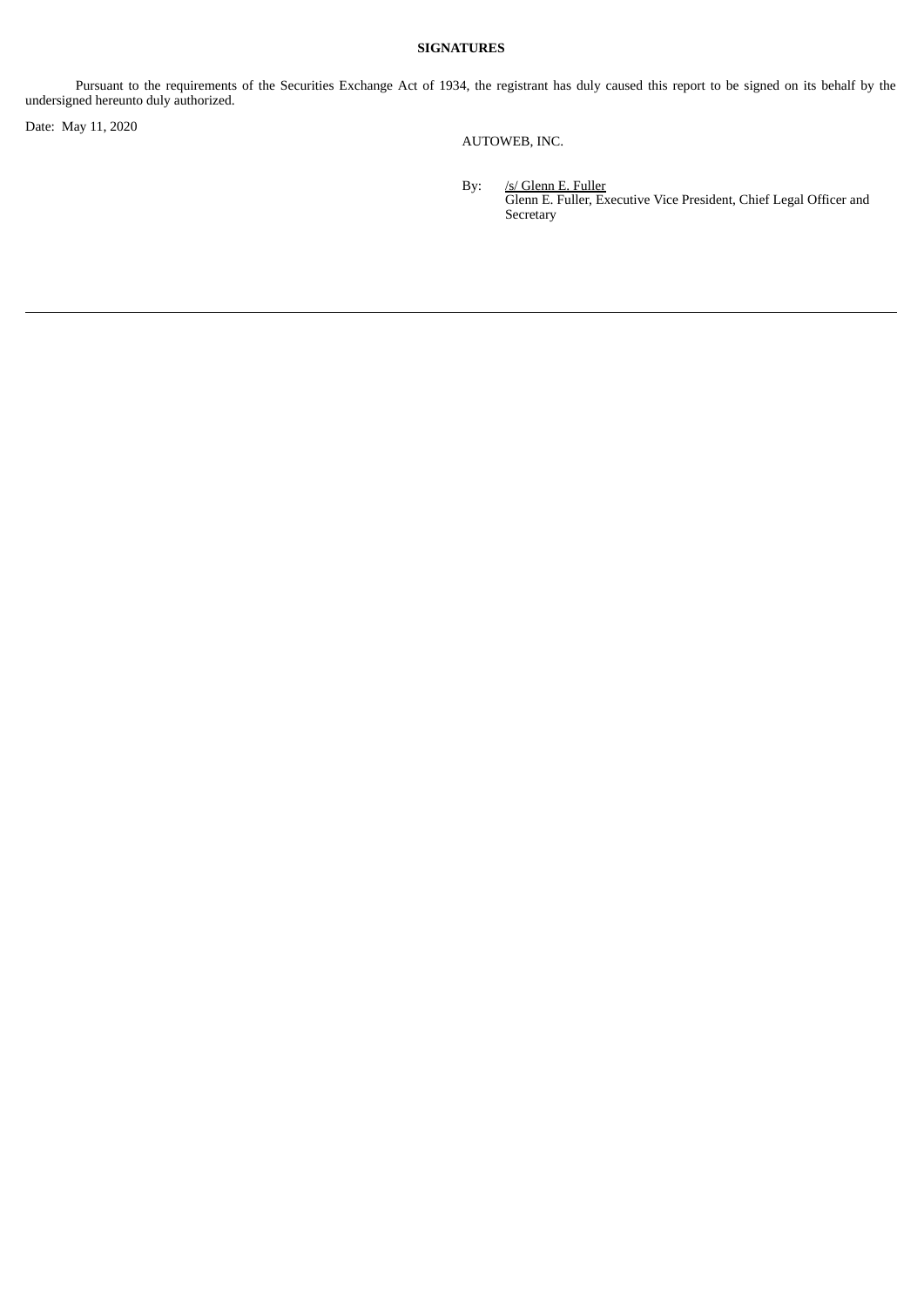**SIGNATURES**

Pursuant to the requirements of the Securities Exchange Act of 1934, the registrant has duly caused this report to be signed on its behalf by the undersigned hereunto duly authorized.

Date: May 11, 2020

AUTOWEB, INC.

By: /s/ Glenn E. Fuller
Glenn E. Fuller, Executive Vice President, Chief Legal Officer and Secretary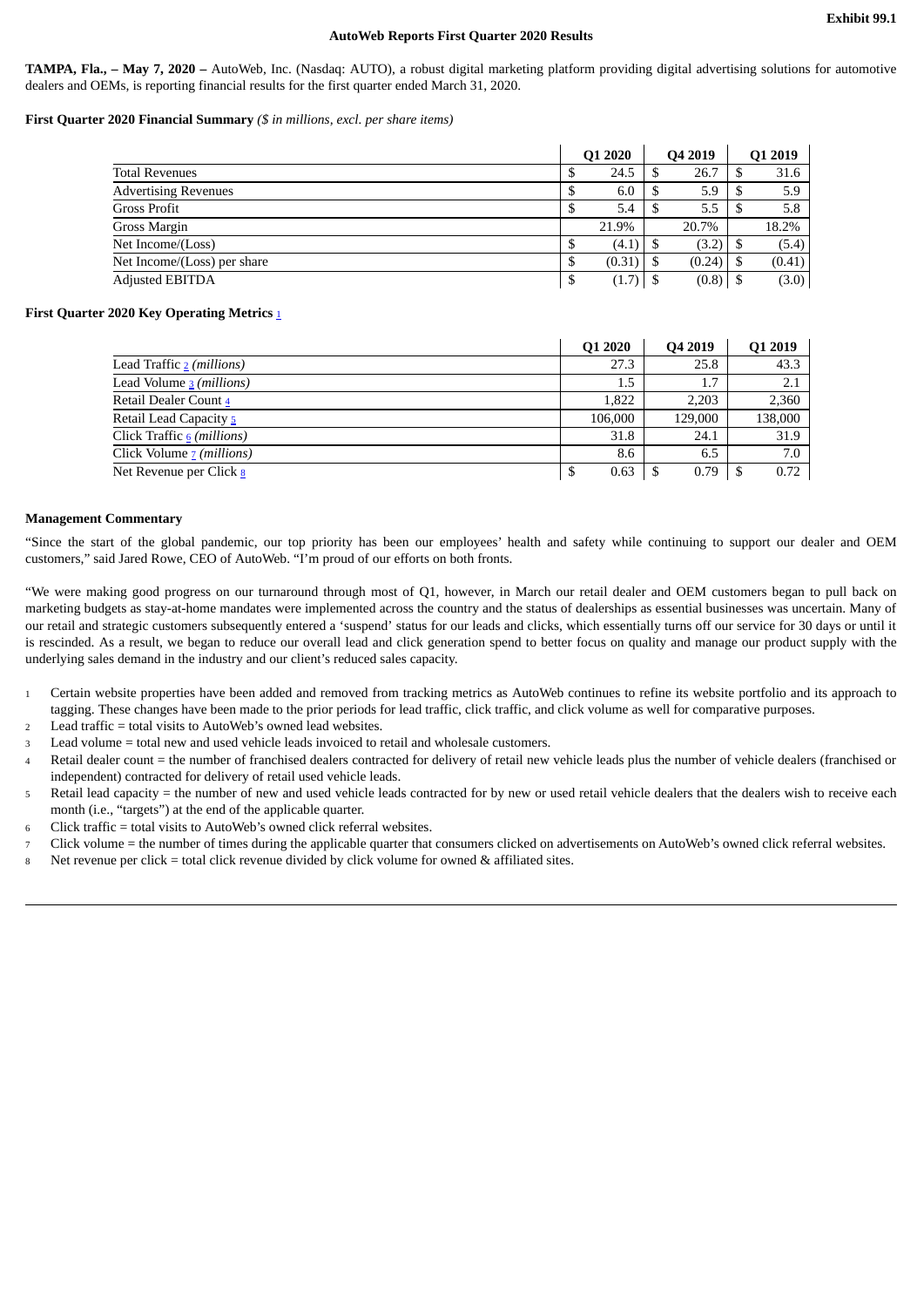**Exhibit 99.1**

# AutoWeb Reports First Quarter 2020 Results

**TAMPA, Fla., – May 7, 2020 –** AutoWeb, Inc. (Nasdaq: AUTO), a robust digital marketing platform providing digital advertising solutions for automotive dealers and OEMs, is reporting financial results for the first quarter ended March 31, 2020.

**First Quarter 2020 Financial Summary** *($ in millions, excl. per share items)*

| | Q1 2020 | Q4 2019 | Q1 2019 |
|---|---|---|---|
| Total Revenues | $ 24.5 | $ 26.7 | $ 31.6 |
| Advertising Revenues | $ 6.0 | $ 5.9 | $ 5.9 |
| Gross Profit | $ 5.4 | $ 5.5 | $ 5.8 |
| Gross Margin | 21.9% | 20.7% | 18.2% |
| Net Income/(Loss) | $ (4.1) | $ (3.2) | $ (5.4) |
| Net Income/(Loss) per share | $ (0.31) | $ (0.24) | $ (0.41) |
| Adjusted EBITDA | $ (1.7) | $ (0.8) | $ (3.0) |

**First Quarter 2020 Key Operating Metrics** [1]

| | Q1 2020 | Q4 2019 | Q1 2019 |
|---|---|---|---|
| Lead Traffic [2] *(millions)* | 27.3 | 25.8 | 43.3 |
| Lead Volume [3] *(millions)* | 1.5 | 1.7 | 2.1 |
| Retail Dealer Count [4] | 1,822 | 2,203 | 2,360 |
| Retail Lead Capacity [5] | 106,000 | 129,000 | 138,000 |
| Click Traffic [6] *(millions)* | 31.8 | 24.1 | 31.9 |
| Click Volume [7] *(millions)* | 8.6 | 6.5 | 7.0 |
| Net Revenue per Click [8] | $ 0.63 | $ 0.79 | $ 0.72 |

**Management Commentary**

"Since the start of the global pandemic, our top priority has been our employees' health and safety while continuing to support our dealer and OEM customers," said Jared Rowe, CEO of AutoWeb. "I'm proud of our efforts on both fronts.

"We were making good progress on our turnaround through most of Q1, however, in March our retail dealer and OEM customers began to pull back on marketing budgets as stay-at-home mandates were implemented across the country and the status of dealerships as essential businesses was uncertain. Many of our retail and strategic customers subsequently entered a 'suspend' status for our leads and clicks, which essentially turns off our service for 30 days or until it is rescinded. As a result, we began to reduce our overall lead and click generation spend to better focus on quality and manage our product supply with the underlying sales demand in the industry and our client's reduced sales capacity.

1. Certain website properties have been added and removed from tracking metrics as AutoWeb continues to refine its website portfolio and its approach to tagging. These changes have been made to the prior periods for lead traffic, click traffic, and click volume as well for comparative purposes.
2. Lead traffic = total visits to AutoWeb's owned lead websites.
3. Lead volume = total new and used vehicle leads invoiced to retail and wholesale customers.
4. Retail dealer count = the number of franchised dealers contracted for delivery of retail new vehicle leads plus the number of vehicle dealers (franchised or independent) contracted for delivery of retail used vehicle leads.
5. Retail lead capacity = the number of new and used vehicle leads contracted for by new or used retail vehicle dealers that the dealers wish to receive each month (i.e., "targets") at the end of the applicable quarter.
6. Click traffic = total visits to AutoWeb's owned click referral websites.
7. Click volume = the number of times during the applicable quarter that consumers clicked on advertisements on AutoWeb's owned click referral websites.
8. Net revenue per click = total click revenue divided by click volume for owned & affiliated sites.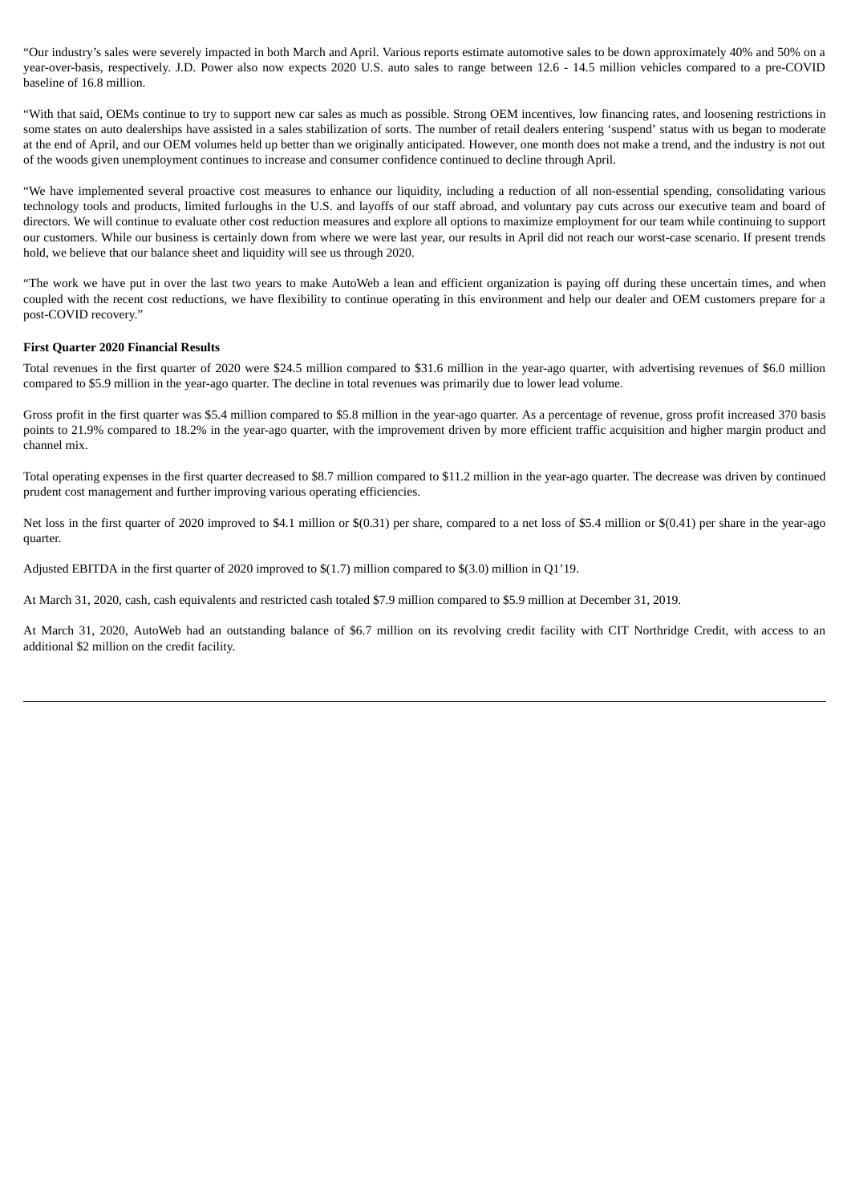"Our industry's sales were severely impacted in both March and April. Various reports estimate automotive sales to be down approximately 40% and 50% on a year-over-basis, respectively. J.D. Power also now expects 2020 U.S. auto sales to range between 12.6 - 14.5 million vehicles compared to a pre-COVID baseline of 16.8 million.

"With that said, OEMs continue to try to support new car sales as much as possible. Strong OEM incentives, low financing rates, and loosening restrictions in some states on auto dealerships have assisted in a sales stabilization of sorts. The number of retail dealers entering 'suspend' status with us began to moderate at the end of April, and our OEM volumes held up better than we originally anticipated. However, one month does not make a trend, and the industry is not out of the woods given unemployment continues to increase and consumer confidence continued to decline through April.

"We have implemented several proactive cost measures to enhance our liquidity, including a reduction of all non-essential spending, consolidating various technology tools and products, limited furloughs in the U.S. and layoffs of our staff abroad, and voluntary pay cuts across our executive team and board of directors. We will continue to evaluate other cost reduction measures and explore all options to maximize employment for our team while continuing to support our customers. While our business is certainly down from where we were last year, our results in April did not reach our worst-case scenario. If present trends hold, we believe that our balance sheet and liquidity will see us through 2020.

"The work we have put in over the last two years to make AutoWeb a lean and efficient organization is paying off during these uncertain times, and when coupled with the recent cost reductions, we have flexibility to continue operating in this environment and help our dealer and OEM customers prepare for a post-COVID recovery."

**First Quarter 2020 Financial Results**

Total revenues in the first quarter of 2020 were $24.5 million compared to $31.6 million in the year-ago quarter, with advertising revenues of $6.0 million compared to $5.9 million in the year-ago quarter. The decline in total revenues was primarily due to lower lead volume.

Gross profit in the first quarter was $5.4 million compared to $5.8 million in the year-ago quarter. As a percentage of revenue, gross profit increased 370 basis points to 21.9% compared to 18.2% in the year-ago quarter, with the improvement driven by more efficient traffic acquisition and higher margin product and channel mix.

Total operating expenses in the first quarter decreased to $8.7 million compared to $11.2 million in the year-ago quarter. The decrease was driven by continued prudent cost management and further improving various operating efficiencies.

Net loss in the first quarter of 2020 improved to $4.1 million or $(0.31) per share, compared to a net loss of $5.4 million or $(0.41) per share in the year-ago quarter.

Adjusted EBITDA in the first quarter of 2020 improved to $(1.7) million compared to $(3.0) million in Q1'19.

At March 31, 2020, cash, cash equivalents and restricted cash totaled $7.9 million compared to $5.9 million at December 31, 2019.

At March 31, 2020, AutoWeb had an outstanding balance of $6.7 million on its revolving credit facility with CIT Northridge Credit, with access to an additional $2 million on the credit facility.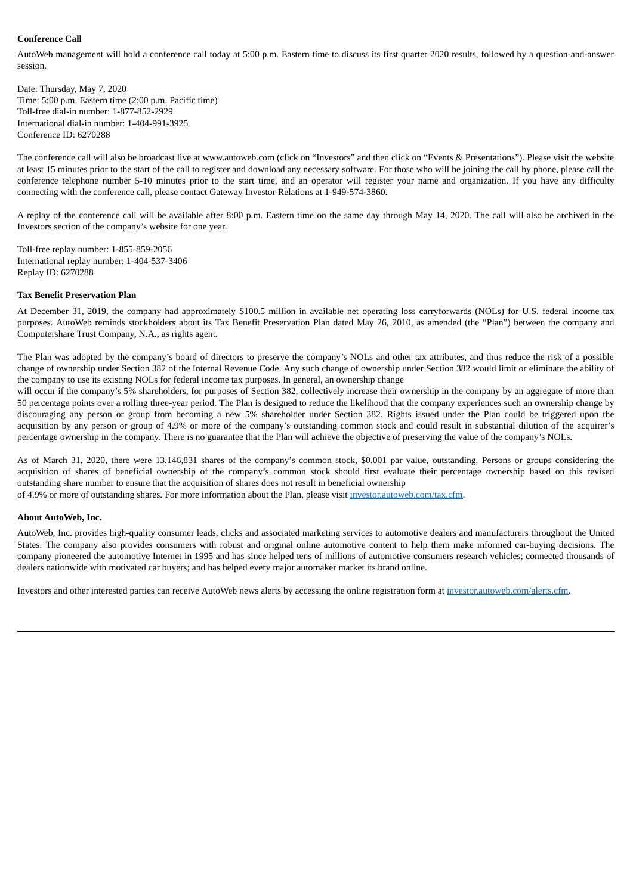**Conference Call**

AutoWeb management will hold a conference call today at 5:00 p.m. Eastern time to discuss its first quarter 2020 results, followed by a question-and-answer session.

Date: Thursday, May 7, 2020
Time: 5:00 p.m. Eastern time (2:00 p.m. Pacific time)
Toll-free dial-in number: 1-877-852-2929
International dial-in number: 1-404-991-3925
Conference ID: 6270288

The conference call will also be broadcast live at www.autoweb.com (click on "Investors" and then click on "Events & Presentations"). Please visit the website at least 15 minutes prior to the start of the call to register and download any necessary software. For those who will be joining the call by phone, please call the conference telephone number 5-10 minutes prior to the start time, and an operator will register your name and organization. If you have any difficulty connecting with the conference call, please contact Gateway Investor Relations at 1-949-574-3860.

A replay of the conference call will be available after 8:00 p.m. Eastern time on the same day through May 14, 2020. The call will also be archived in the Investors section of the company's website for one year.

Toll-free replay number: 1-855-859-2056
International replay number: 1-404-537-3406
Replay ID: 6270288

**Tax Benefit Preservation Plan**

At December 31, 2019, the company had approximately $100.5 million in available net operating loss carryforwards (NOLs) for U.S. federal income tax purposes. AutoWeb reminds stockholders about its Tax Benefit Preservation Plan dated May 26, 2010, as amended (the "Plan") between the company and Computershare Trust Company, N.A., as rights agent.

The Plan was adopted by the company's board of directors to preserve the company's NOLs and other tax attributes, and thus reduce the risk of a possible change of ownership under Section 382 of the Internal Revenue Code. Any such change of ownership under Section 382 would limit or eliminate the ability of the company to use its existing NOLs for federal income tax purposes. In general, an ownership change will occur if the company's 5% shareholders, for purposes of Section 382, collectively increase their ownership in the company by an aggregate of more than 50 percentage points over a rolling three-year period. The Plan is designed to reduce the likelihood that the company experiences such an ownership change by discouraging any person or group from becoming a new 5% shareholder under Section 382. Rights issued under the Plan could be triggered upon the acquisition by any person or group of 4.9% or more of the company's outstanding common stock and could result in substantial dilution of the acquirer's percentage ownership in the company. There is no guarantee that the Plan will achieve the objective of preserving the value of the company's NOLs.

As of March 31, 2020, there were 13,146,831 shares of the company's common stock, $0.001 par value, outstanding. Persons or groups considering the acquisition of shares of beneficial ownership of the company's common stock should first evaluate their percentage ownership based on this revised outstanding share number to ensure that the acquisition of shares does not result in beneficial ownership of 4.9% or more of outstanding shares. For more information about the Plan, please visit investor.autoweb.com/tax.cfm.

**About AutoWeb, Inc.**

AutoWeb, Inc. provides high-quality consumer leads, clicks and associated marketing services to automotive dealers and manufacturers throughout the United States. The company also provides consumers with robust and original online automotive content to help them make informed car-buying decisions. The company pioneered the automotive Internet in 1995 and has since helped tens of millions of automotive consumers research vehicles; connected thousands of dealers nationwide with motivated car buyers; and has helped every major automaker market its brand online.

Investors and other interested parties can receive AutoWeb news alerts by accessing the online registration form at investor.autoweb.com/alerts.cfm.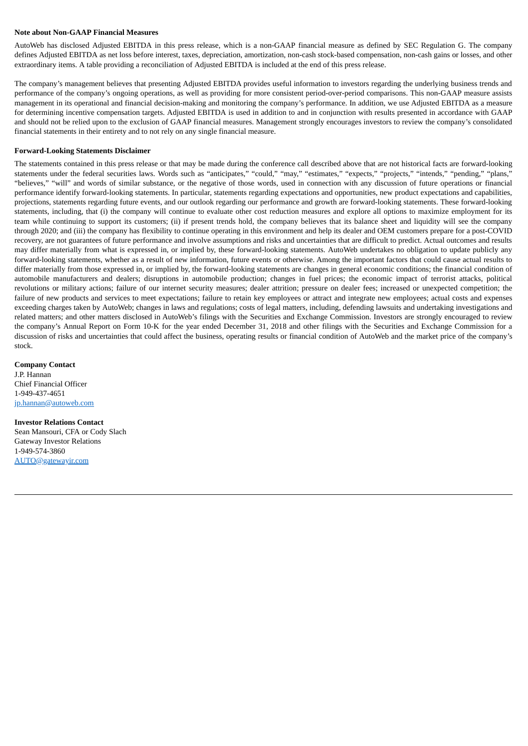**Note about Non-GAAP Financial Measures**

AutoWeb has disclosed Adjusted EBITDA in this press release, which is a non-GAAP financial measure as defined by SEC Regulation G. The company defines Adjusted EBITDA as net loss before interest, taxes, depreciation, amortization, non-cash stock-based compensation, non-cash gains or losses, and other extraordinary items. A table providing a reconciliation of Adjusted EBITDA is included at the end of this press release.

The company's management believes that presenting Adjusted EBITDA provides useful information to investors regarding the underlying business trends and performance of the company's ongoing operations, as well as providing for more consistent period-over-period comparisons. This non-GAAP measure assists management in its operational and financial decision-making and monitoring the company's performance. In addition, we use Adjusted EBITDA as a measure for determining incentive compensation targets. Adjusted EBITDA is used in addition to and in conjunction with results presented in accordance with GAAP and should not be relied upon to the exclusion of GAAP financial measures. Management strongly encourages investors to review the company's consolidated financial statements in their entirety and to not rely on any single financial measure.

**Forward-Looking Statements Disclaimer**

The statements contained in this press release or that may be made during the conference call described above that are not historical facts are forward-looking statements under the federal securities laws. Words such as "anticipates," "could," "may," "estimates," "expects," "projects," "intends," "pending," "plans," "believes," "will" and words of similar substance, or the negative of those words, used in connection with any discussion of future operations or financial performance identify forward-looking statements. In particular, statements regarding expectations and opportunities, new product expectations and capabilities, projections, statements regarding future events, and our outlook regarding our performance and growth are forward-looking statements. These forward-looking statements, including, that (i) the company will continue to evaluate other cost reduction measures and explore all options to maximize employment for its team while continuing to support its customers; (ii) if present trends hold, the company believes that its balance sheet and liquidity will see the company through 2020; and (iii) the company has flexibility to continue operating in this environment and help its dealer and OEM customers prepare for a post-COVID recovery, are not guarantees of future performance and involve assumptions and risks and uncertainties that are difficult to predict. Actual outcomes and results may differ materially from what is expressed in, or implied by, these forward-looking statements. AutoWeb undertakes no obligation to update publicly any forward-looking statements, whether as a result of new information, future events or otherwise. Among the important factors that could cause actual results to differ materially from those expressed in, or implied by, the forward-looking statements are changes in general economic conditions; the financial condition of automobile manufacturers and dealers; disruptions in automobile production; changes in fuel prices; the economic impact of terrorist attacks, political revolutions or military actions; failure of our internet security measures; dealer attrition; pressure on dealer fees; increased or unexpected competition; the failure of new products and services to meet expectations; failure to retain key employees or attract and integrate new employees; actual costs and expenses exceeding charges taken by AutoWeb; changes in laws and regulations; costs of legal matters, including, defending lawsuits and undertaking investigations and related matters; and other matters disclosed in AutoWeb's filings with the Securities and Exchange Commission. Investors are strongly encouraged to review the company's Annual Report on Form 10-K for the year ended December 31, 2018 and other filings with the Securities and Exchange Commission for a discussion of risks and uncertainties that could affect the business, operating results or financial condition of AutoWeb and the market price of the company's stock.

**Company Contact**
J.P. Hannan
Chief Financial Officer
1-949-437-4651
jp.hannan@autoweb.com

**Investor Relations Contact**
Sean Mansouri, CFA or Cody Slach
Gateway Investor Relations
1-949-574-3860
AUTO@gatewayir.com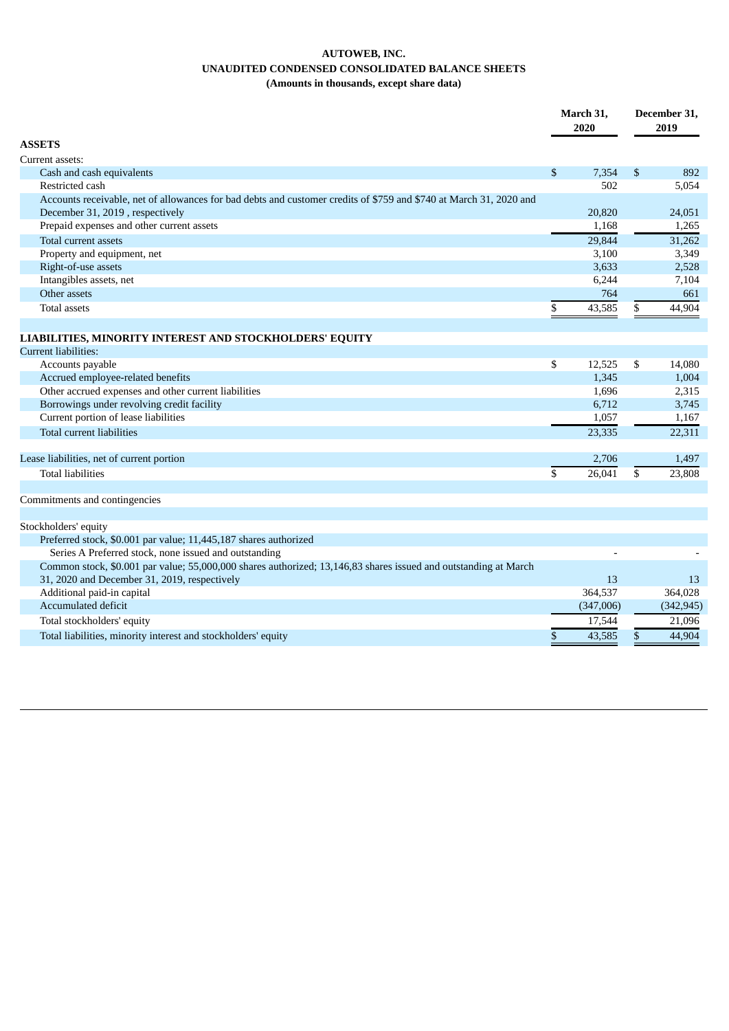# AUTOWEB, INC.
## UNAUDITED CONDENSED CONSOLIDATED BALANCE SHEETS
### (Amounts in thousands, except share data)

| | March 31, 2020 | December 31, 2019 |
|---|---|---|
| **ASSETS** | | |
| Current assets: | | |
| Cash and cash equivalents | $ 7,354 | $ 892 |
| Restricted cash | 502 | 5,054 |
| Accounts receivable, net of allowances for bad debts and customer credits of $759 and $740 at March 31, 2020 and December 31, 2019 , respectively | 20,820 | 24,051 |
| Prepaid expenses and other current assets | 1,168 | 1,265 |
| Total current assets | 29,844 | 31,262 |
| Property and equipment, net | 3,100 | 3,349 |
| Right-of-use assets | 3,633 | 2,528 |
| Intangibles assets, net | 6,244 | 7,104 |
| Other assets | 764 | 661 |
| Total assets | $ 43,585 | $ 44,904 |
| | | |
| **LIABILITIES, MINORITY INTEREST AND STOCKHOLDERS' EQUITY** | | |
| Current liabilities: | | |
| Accounts payable | $ 12,525 | $ 14,080 |
| Accrued employee-related benefits | 1,345 | 1,004 |
| Other accrued expenses and other current liabilities | 1,696 | 2,315 |
| Borrowings under revolving credit facility | 6,712 | 3,745 |
| Current portion of lease liabilities | 1,057 | 1,167 |
| Total current liabilities | 23,335 | 22,311 |
| | | |
| Lease liabilities, net of current portion | 2,706 | 1,497 |
| Total liabilities | $ 26,041 | $ 23,808 |
| | | |
| Commitments and contingencies | | |
| | | |
| Stockholders' equity | | |
| Preferred stock, $0.001 par value; 11,445,187 shares authorized | | |
| Series A Preferred stock, none issued and outstanding | - | - |
| Common stock, $0.001 par value; 55,000,000 shares authorized; 13,146,83 shares issued and outstanding at March 31, 2020 and December 31, 2019, respectively | 13 | 13 |
| Additional paid-in capital | 364,537 | 364,028 |
| Accumulated deficit | (347,006) | (342,945) |
| Total stockholders' equity | 17,544 | 21,096 |
| Total liabilities, minority interest and stockholders' equity | $ 43,585 | $ 44,904 |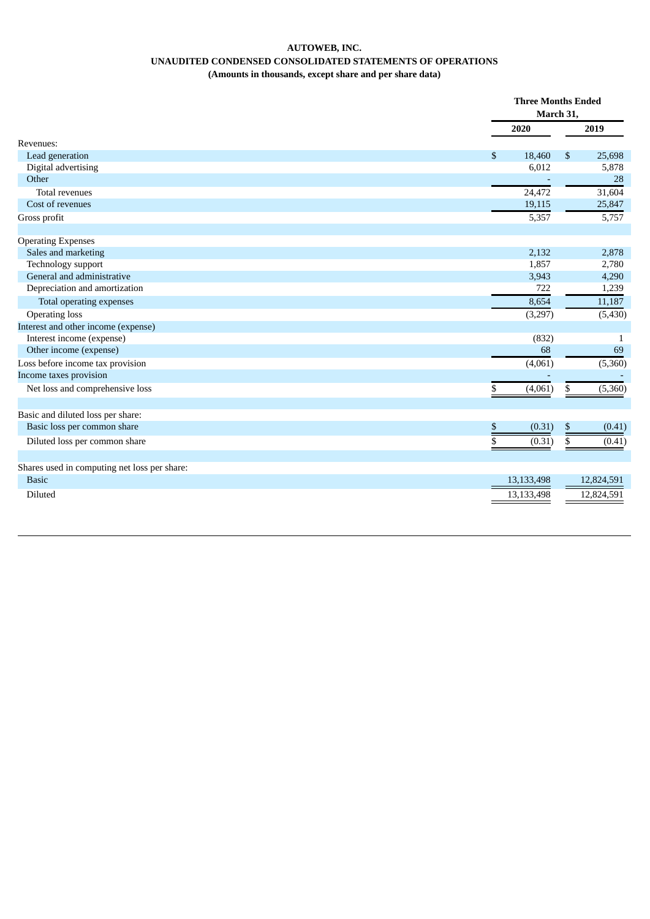**AUTOWEB, INC.**

**UNAUDITED CONDENSED CONSOLIDATED STATEMENTS OF OPERATIONS**

**(Amounts in thousands, except share and per share data)**

| | Three Months Ended March 31, | |
|---|---|---|
| | 2020 | 2019 |
| Revenues: | | |
| Lead generation | $ 18,460 | $ 25,698 |
| Digital advertising | 6,012 | 5,878 |
| Other | - | 28 |
| Total revenues | 24,472 | 31,604 |
| Cost of revenues | 19,115 | 25,847 |
| Gross profit | 5,357 | 5,757 |
| | | |
| Operating Expenses | | |
| Sales and marketing | 2,132 | 2,878 |
| Technology support | 1,857 | 2,780 |
| General and administrative | 3,943 | 4,290 |
| Depreciation and amortization | 722 | 1,239 |
| Total operating expenses | 8,654 | 11,187 |
| Operating loss | (3,297) | (5,430) |
| Interest and other income (expense) | | |
| Interest income (expense) | (832) | 1 |
| Other income (expense) | 68 | 69 |
| Loss before income tax provision | (4,061) | (5,360) |
| Income taxes provision | - | - |
| Net loss and comprehensive loss | $ (4,061) | $ (5,360) |
| | | |
| Basic and diluted loss per share: | | |
| Basic loss per common share | $ (0.31) | $ (0.41) |
| Diluted loss per common share | $ (0.31) | $ (0.41) |
| | | |
| Shares used in computing net loss per share: | | |
| Basic | 13,133,498 | 12,824,591 |
| Diluted | 13,133,498 | 12,824,591 |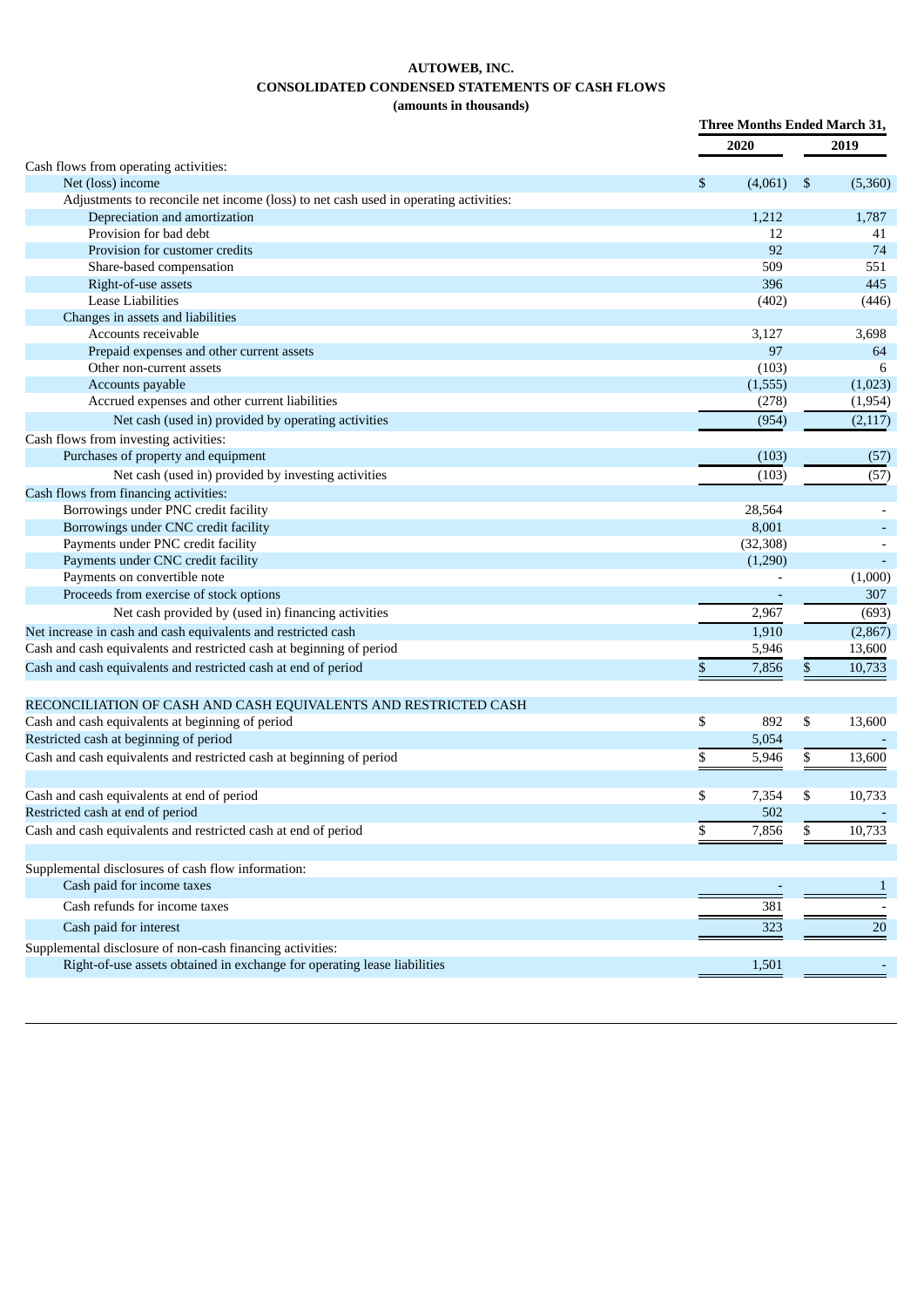**AUTOWEB, INC.**
**CONSOLIDATED CONDENSED STATEMENTS OF CASH FLOWS**
**(amounts in thousands)**

| | Three Months Ended March 31, | |
|---|---|---|
| | 2020 | 2019 |
| Cash flows from operating activities: | | |
| Net (loss) income | $ (4,061) | $ (5,360) |
| Adjustments to reconcile net income (loss) to net cash used in operating activities: | | |
| Depreciation and amortization | 1,212 | 1,787 |
| Provision for bad debt | 12 | 41 |
| Provision for customer credits | 92 | 74 |
| Share-based compensation | 509 | 551 |
| Right-of-use assets | 396 | 445 |
| Lease Liabilities | (402) | (446) |
| Changes in assets and liabilities | | |
| Accounts receivable | 3,127 | 3,698 |
| Prepaid expenses and other current assets | 97 | 64 |
| Other non-current assets | (103) | 6 |
| Accounts payable | (1,555) | (1,023) |
| Accrued expenses and other current liabilities | (278) | (1,954) |
| Net cash (used in) provided by operating activities | (954) | (2,117) |
| Cash flows from investing activities: | | |
| Purchases of property and equipment | (103) | (57) |
| Net cash (used in) provided by investing activities | (103) | (57) |
| Cash flows from financing activities: | | |
| Borrowings under PNC credit facility | 28,564 | - |
| Borrowings under CNC credit facility | 8,001 | - |
| Payments under PNC credit facility | (32,308) | - |
| Payments under CNC credit facility | (1,290) | - |
| Payments on convertible note | - | (1,000) |
| Proceeds from exercise of stock options | - | 307 |
| Net cash provided by (used in) financing activities | 2,967 | (693) |
| Net increase in cash and cash equivalents and restricted cash | 1,910 | (2,867) |
| Cash and cash equivalents and restricted cash at beginning of period | 5,946 | 13,600 |
| Cash and cash equivalents and restricted cash at end of period | $ 7,856 | $ 10,733 |
| | | |
| RECONCILIATION OF CASH AND CASH EQUIVALENTS AND RESTRICTED CASH | | |
| Cash and cash equivalents at beginning of period | $ 892 | $ 13,600 |
| Restricted cash at beginning of period | 5,054 | - |
| Cash and cash equivalents and restricted cash at beginning of period | $ 5,946 | $ 13,600 |
| | | |
| Cash and cash equivalents at end of period | $ 7,354 | $ 10,733 |
| Restricted cash at end of period | 502 | - |
| Cash and cash equivalents and restricted cash at end of period | $ 7,856 | $ 10,733 |
| | | |
| Supplemental disclosures of cash flow information: | | |
| Cash paid for income taxes | - | 1 |
| Cash refunds for income taxes | 381 | - |
| Cash paid for interest | 323 | 20 |
| Supplemental disclosure of non-cash financing activities: | | |
| Right-of-use assets obtained in exchange for operating lease liabilities | 1,501 | - |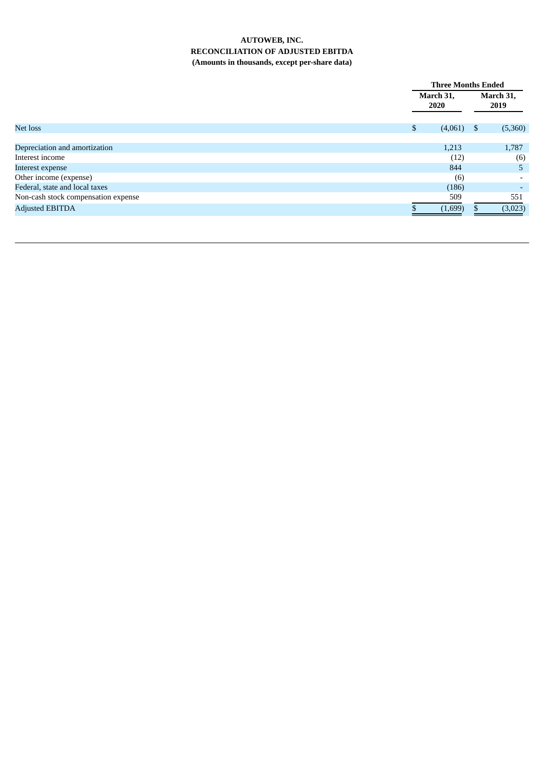**AUTOWEB, INC.**
**RECONCILIATION OF ADJUSTED EBITDA**
**(Amounts in thousands, except per-share data)**

| | Three Months Ended | |
|---|---|---|
| | March 31, 2020 | March 31, 2019 |
| Net loss | $ (4,061) | $ (5,360) |
| Depreciation and amortization | 1,213 | 1,787 |
| Interest income | (12) | (6) |
| Interest expense | 844 | 5 |
| Other income (expense) | (6) | - |
| Federal, state and local taxes | (186) | - |
| Non-cash stock compensation expense | 509 | 551 |
| Adjusted EBITDA | $ (1,699) | $ (3,023) |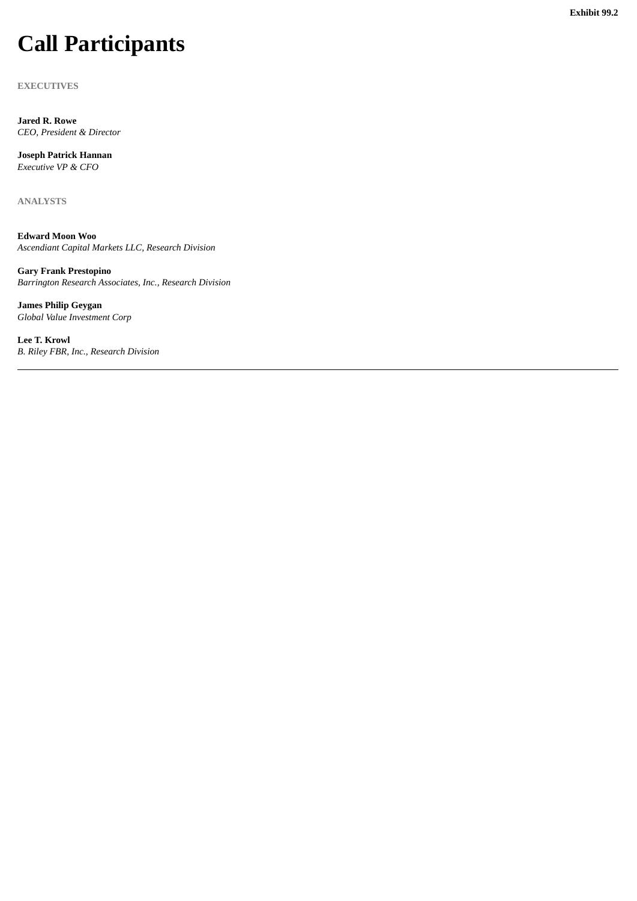Exhibit 99.2

# Call Participants

EXECUTIVES

**Jared R. Rowe**
*CEO, President & Director*

**Joseph Patrick Hannan**
*Executive VP & CFO*

ANALYSTS

**Edward Moon Woo**
*Ascendiant Capital Markets LLC, Research Division*

**Gary Frank Prestopino**
*Barrington Research Associates, Inc., Research Division*

**James Philip Geygan**
*Global Value Investment Corp*

**Lee T. Krowl**
*B. Riley FBR, Inc., Research Division*

---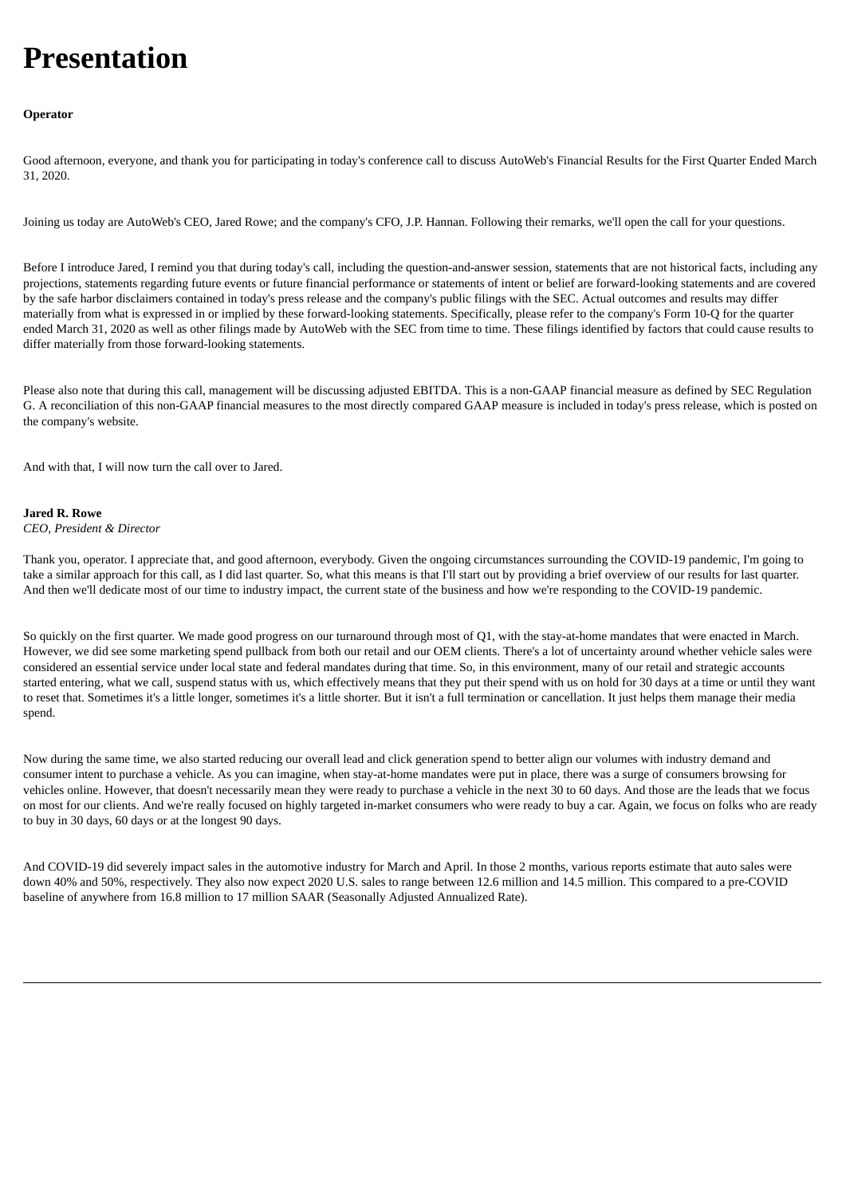# Presentation

**Operator**

Good afternoon, everyone, and thank you for participating in today's conference call to discuss AutoWeb's Financial Results for the First Quarter Ended March 31, 2020.

Joining us today are AutoWeb's CEO, Jared Rowe; and the company's CFO, J.P. Hannan. Following their remarks, we'll open the call for your questions.

Before I introduce Jared, I remind you that during today's call, including the question-and-answer session, statements that are not historical facts, including any projections, statements regarding future events or future financial performance or statements of intent or belief are forward-looking statements and are covered by the safe harbor disclaimers contained in today's press release and the company's public filings with the SEC. Actual outcomes and results may differ materially from what is expressed in or implied by these forward-looking statements. Specifically, please refer to the company's Form 10-Q for the quarter ended March 31, 2020 as well as other filings made by AutoWeb with the SEC from time to time. These filings identified by factors that could cause results to differ materially from those forward-looking statements.

Please also note that during this call, management will be discussing adjusted EBITDA. This is a non-GAAP financial measure as defined by SEC Regulation G. A reconciliation of this non-GAAP financial measures to the most directly compared GAAP measure is included in today's press release, which is posted on the company's website.

And with that, I will now turn the call over to Jared.

**Jared R. Rowe**
*CEO, President & Director*

Thank you, operator. I appreciate that, and good afternoon, everybody. Given the ongoing circumstances surrounding the COVID-19 pandemic, I'm going to take a similar approach for this call, as I did last quarter. So, what this means is that I'll start out by providing a brief overview of our results for last quarter. And then we'll dedicate most of our time to industry impact, the current state of the business and how we're responding to the COVID-19 pandemic.

So quickly on the first quarter. We made good progress on our turnaround through most of Q1, with the stay-at-home mandates that were enacted in March. However, we did see some marketing spend pullback from both our retail and our OEM clients. There's a lot of uncertainty around whether vehicle sales were considered an essential service under local state and federal mandates during that time. So, in this environment, many of our retail and strategic accounts started entering, what we call, suspend status with us, which effectively means that they put their spend with us on hold for 30 days at a time or until they want to reset that. Sometimes it's a little longer, sometimes it's a little shorter. But it isn't a full termination or cancellation. It just helps them manage their media spend.

Now during the same time, we also started reducing our overall lead and click generation spend to better align our volumes with industry demand and consumer intent to purchase a vehicle. As you can imagine, when stay-at-home mandates were put in place, there was a surge of consumers browsing for vehicles online. However, that doesn't necessarily mean they were ready to purchase a vehicle in the next 30 to 60 days. And those are the leads that we focus on most for our clients. And we're really focused on highly targeted in-market consumers who were ready to buy a car. Again, we focus on folks who are ready to buy in 30 days, 60 days or at the longest 90 days.

And COVID-19 did severely impact sales in the automotive industry for March and April. In those 2 months, various reports estimate that auto sales were down 40% and 50%, respectively. They also now expect 2020 U.S. sales to range between 12.6 million and 14.5 million. This compared to a pre-COVID baseline of anywhere from 16.8 million to 17 million SAAR (Seasonally Adjusted Annualized Rate).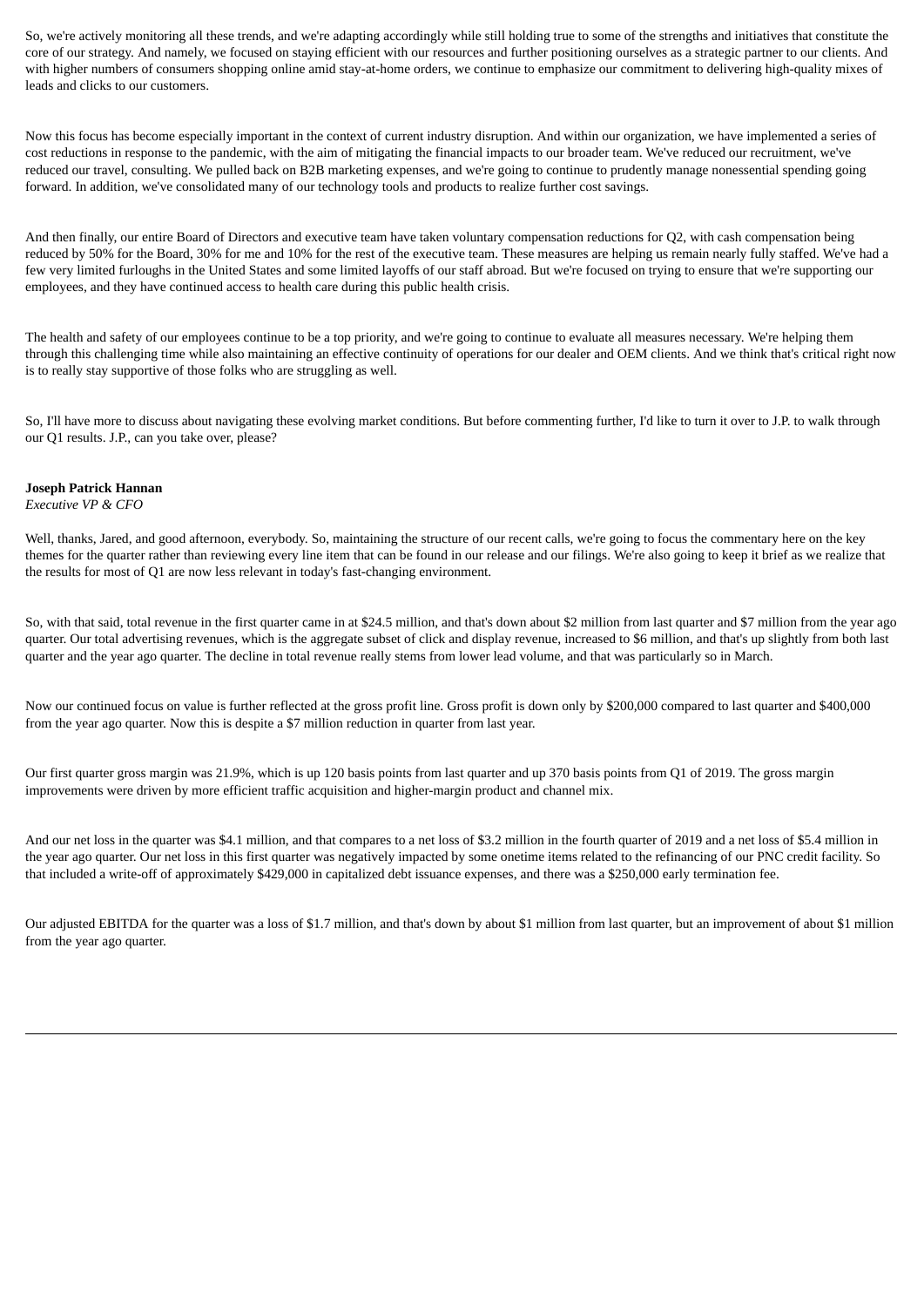So, we're actively monitoring all these trends, and we're adapting accordingly while still holding true to some of the strengths and initiatives that constitute the core of our strategy. And namely, we focused on staying efficient with our resources and further positioning ourselves as a strategic partner to our clients. And with higher numbers of consumers shopping online amid stay-at-home orders, we continue to emphasize our commitment to delivering high-quality mixes of leads and clicks to our customers.

Now this focus has become especially important in the context of current industry disruption. And within our organization, we have implemented a series of cost reductions in response to the pandemic, with the aim of mitigating the financial impacts to our broader team. We've reduced our recruitment, we've reduced our travel, consulting. We pulled back on B2B marketing expenses, and we're going to continue to prudently manage nonessential spending going forward. In addition, we've consolidated many of our technology tools and products to realize further cost savings.

And then finally, our entire Board of Directors and executive team have taken voluntary compensation reductions for Q2, with cash compensation being reduced by 50% for the Board, 30% for me and 10% for the rest of the executive team. These measures are helping us remain nearly fully staffed. We've had a few very limited furloughs in the United States and some limited layoffs of our staff abroad. But we're focused on trying to ensure that we're supporting our employees, and they have continued access to health care during this public health crisis.

The health and safety of our employees continue to be a top priority, and we're going to continue to evaluate all measures necessary. We're helping them through this challenging time while also maintaining an effective continuity of operations for our dealer and OEM clients. And we think that's critical right now is to really stay supportive of those folks who are struggling as well.

So, I'll have more to discuss about navigating these evolving market conditions. But before commenting further, I'd like to turn it over to J.P. to walk through our Q1 results. J.P., can you take over, please?

**Joseph Patrick Hannan**
*Executive VP & CFO*

Well, thanks, Jared, and good afternoon, everybody. So, maintaining the structure of our recent calls, we're going to focus the commentary here on the key themes for the quarter rather than reviewing every line item that can be found in our release and our filings. We're also going to keep it brief as we realize that the results for most of Q1 are now less relevant in today's fast-changing environment.

So, with that said, total revenue in the first quarter came in at $24.5 million, and that's down about $2 million from last quarter and $7 million from the year ago quarter. Our total advertising revenues, which is the aggregate subset of click and display revenue, increased to $6 million, and that's up slightly from both last quarter and the year ago quarter. The decline in total revenue really stems from lower lead volume, and that was particularly so in March.

Now our continued focus on value is further reflected at the gross profit line. Gross profit is down only by $200,000 compared to last quarter and $400,000 from the year ago quarter. Now this is despite a $7 million reduction in quarter from last year.

Our first quarter gross margin was 21.9%, which is up 120 basis points from last quarter and up 370 basis points from Q1 of 2019. The gross margin improvements were driven by more efficient traffic acquisition and higher-margin product and channel mix.

And our net loss in the quarter was $4.1 million, and that compares to a net loss of $3.2 million in the fourth quarter of 2019 and a net loss of $5.4 million in the year ago quarter. Our net loss in this first quarter was negatively impacted by some onetime items related to the refinancing of our PNC credit facility. So that included a write-off of approximately $429,000 in capitalized debt issuance expenses, and there was a $250,000 early termination fee.

Our adjusted EBITDA for the quarter was a loss of $1.7 million, and that's down by about $1 million from last quarter, but an improvement of about $1 million from the year ago quarter.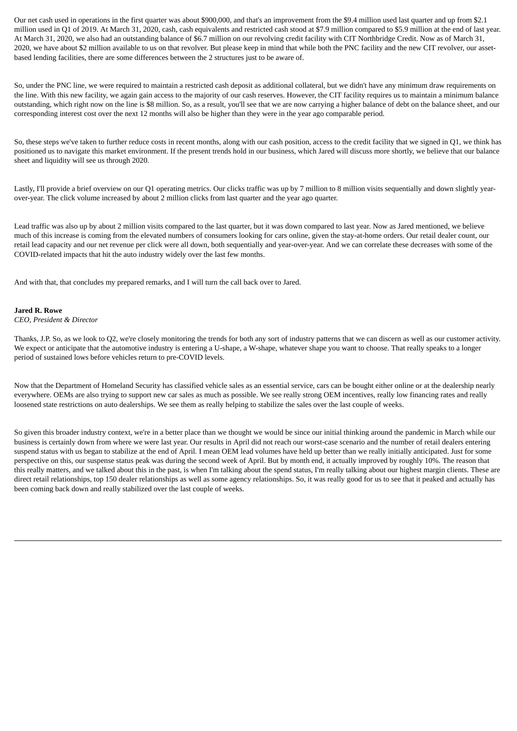Our net cash used in operations in the first quarter was about $900,000, and that's an improvement from the $9.4 million used last quarter and up from $2.1 million used in Q1 of 2019. At March 31, 2020, cash, cash equivalents and restricted cash stood at $7.9 million compared to $5.9 million at the end of last year. At March 31, 2020, we also had an outstanding balance of $6.7 million on our revolving credit facility with CIT Northbridge Credit. Now as of March 31, 2020, we have about $2 million available to us on that revolver. But please keep in mind that while both the PNC facility and the new CIT revolver, our asset-based lending facilities, there are some differences between the 2 structures just to be aware of.

So, under the PNC line, we were required to maintain a restricted cash deposit as additional collateral, but we didn't have any minimum draw requirements on the line. With this new facility, we again gain access to the majority of our cash reserves. However, the CIT facility requires us to maintain a minimum balance outstanding, which right now on the line is $8 million. So, as a result, you'll see that we are now carrying a higher balance of debt on the balance sheet, and our corresponding interest cost over the next 12 months will also be higher than they were in the year ago comparable period.

So, these steps we've taken to further reduce costs in recent months, along with our cash position, access to the credit facility that we signed in Q1, we think has positioned us to navigate this market environment. If the present trends hold in our business, which Jared will discuss more shortly, we believe that our balance sheet and liquidity will see us through 2020.

Lastly, I'll provide a brief overview on our Q1 operating metrics. Our clicks traffic was up by 7 million to 8 million visits sequentially and down slightly year-over-year. The click volume increased by about 2 million clicks from last quarter and the year ago quarter.

Lead traffic was also up by about 2 million visits compared to the last quarter, but it was down compared to last year. Now as Jared mentioned, we believe much of this increase is coming from the elevated numbers of consumers looking for cars online, given the stay-at-home orders. Our retail dealer count, our retail lead capacity and our net revenue per click were all down, both sequentially and year-over-year. And we can correlate these decreases with some of the COVID-related impacts that hit the auto industry widely over the last few months.

And with that, that concludes my prepared remarks, and I will turn the call back over to Jared.

**Jared R. Rowe**
*CEO, President & Director*

Thanks, J.P. So, as we look to Q2, we're closely monitoring the trends for both any sort of industry patterns that we can discern as well as our customer activity. We expect or anticipate that the automotive industry is entering a U-shape, a W-shape, whatever shape you want to choose. That really speaks to a longer period of sustained lows before vehicles return to pre-COVID levels.

Now that the Department of Homeland Security has classified vehicle sales as an essential service, cars can be bought either online or at the dealership nearly everywhere. OEMs are also trying to support new car sales as much as possible. We see really strong OEM incentives, really low financing rates and really loosened state restrictions on auto dealerships. We see them as really helping to stabilize the sales over the last couple of weeks.

So given this broader industry context, we're in a better place than we thought we would be since our initial thinking around the pandemic in March while our business is certainly down from where we were last year. Our results in April did not reach our worst-case scenario and the number of retail dealers entering suspend status with us began to stabilize at the end of April. I mean OEM lead volumes have held up better than we really initially anticipated. Just for some perspective on this, our suspense status peak was during the second week of April. But by month end, it actually improved by roughly 10%. The reason that this really matters, and we talked about this in the past, is when I'm talking about the spend status, I'm really talking about our highest margin clients. These are direct retail relationships, top 150 dealer relationships as well as some agency relationships. So, it was really good for us to see that it peaked and actually has been coming back down and really stabilized over the last couple of weeks.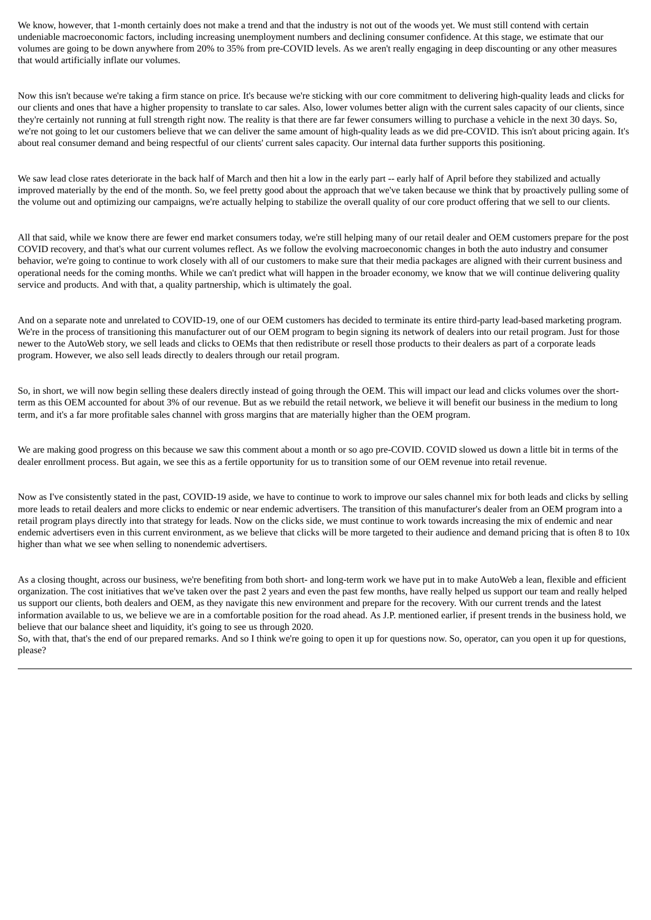We know, however, that 1-month certainly does not make a trend and that the industry is not out of the woods yet. We must still contend with certain undeniable macroeconomic factors, including increasing unemployment numbers and declining consumer confidence. At this stage, we estimate that our volumes are going to be down anywhere from 20% to 35% from pre-COVID levels. As we aren't really engaging in deep discounting or any other measures that would artificially inflate our volumes.

Now this isn't because we're taking a firm stance on price. It's because we're sticking with our core commitment to delivering high-quality leads and clicks for our clients and ones that have a higher propensity to translate to car sales. Also, lower volumes better align with the current sales capacity of our clients, since they're certainly not running at full strength right now. The reality is that there are far fewer consumers willing to purchase a vehicle in the next 30 days. So, we're not going to let our customers believe that we can deliver the same amount of high-quality leads as we did pre-COVID. This isn't about pricing again. It's about real consumer demand and being respectful of our clients' current sales capacity. Our internal data further supports this positioning.

We saw lead close rates deteriorate in the back half of March and then hit a low in the early part -- early half of April before they stabilized and actually improved materially by the end of the month. So, we feel pretty good about the approach that we've taken because we think that by proactively pulling some of the volume out and optimizing our campaigns, we're actually helping to stabilize the overall quality of our core product offering that we sell to our clients.

All that said, while we know there are fewer end market consumers today, we're still helping many of our retail dealer and OEM customers prepare for the post COVID recovery, and that's what our current volumes reflect. As we follow the evolving macroeconomic changes in both the auto industry and consumer behavior, we're going to continue to work closely with all of our customers to make sure that their media packages are aligned with their current business and operational needs for the coming months. While we can't predict what will happen in the broader economy, we know that we will continue delivering quality service and products. And with that, a quality partnership, which is ultimately the goal.

And on a separate note and unrelated to COVID-19, one of our OEM customers has decided to terminate its entire third-party lead-based marketing program. We're in the process of transitioning this manufacturer out of our OEM program to begin signing its network of dealers into our retail program. Just for those newer to the AutoWeb story, we sell leads and clicks to OEMs that then redistribute or resell those products to their dealers as part of a corporate leads program. However, we also sell leads directly to dealers through our retail program.

So, in short, we will now begin selling these dealers directly instead of going through the OEM. This will impact our lead and clicks volumes over the short-term as this OEM accounted for about 3% of our revenue. But as we rebuild the retail network, we believe it will benefit our business in the medium to long term, and it's a far more profitable sales channel with gross margins that are materially higher than the OEM program.

We are making good progress on this because we saw this comment about a month or so ago pre-COVID. COVID slowed us down a little bit in terms of the dealer enrollment process. But again, we see this as a fertile opportunity for us to transition some of our OEM revenue into retail revenue.

Now as I've consistently stated in the past, COVID-19 aside, we have to continue to work to improve our sales channel mix for both leads and clicks by selling more leads to retail dealers and more clicks to endemic or near endemic advertisers. The transition of this manufacturer's dealer from an OEM program into a retail program plays directly into that strategy for leads. Now on the clicks side, we must continue to work towards increasing the mix of endemic and near endemic advertisers even in this current environment, as we believe that clicks will be more targeted to their audience and demand pricing that is often 8 to 10x higher than what we see when selling to nonendemic advertisers.

As a closing thought, across our business, we're benefiting from both short- and long-term work we have put in to make AutoWeb a lean, flexible and efficient organization. The cost initiatives that we've taken over the past 2 years and even the past few months, have really helped us support our team and really helped us support our clients, both dealers and OEM, as they navigate this new environment and prepare for the recovery. With our current trends and the latest information available to us, we believe we are in a comfortable position for the road ahead. As J.P. mentioned earlier, if present trends in the business hold, we believe that our balance sheet and liquidity, it's going to see us through 2020.
So, with that, that's the end of our prepared remarks. And so I think we're going to open it up for questions now. So, operator, can you open it up for questions, please?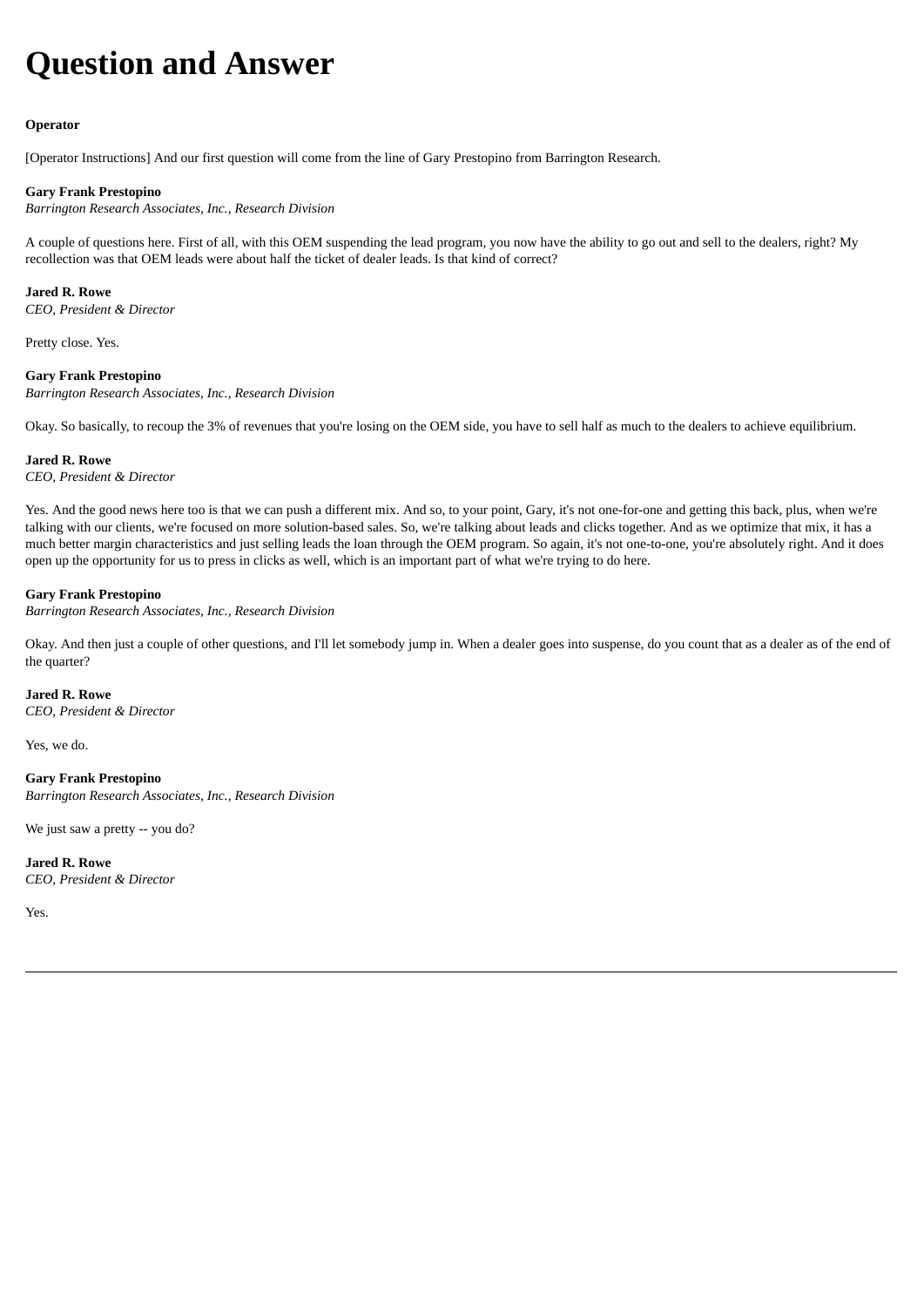# Question and Answer

**Operator**

[Operator Instructions] And our first question will come from the line of Gary Prestopino from Barrington Research.

**Gary Frank Prestopino**
*Barrington Research Associates, Inc., Research Division*

A couple of questions here. First of all, with this OEM suspending the lead program, you now have the ability to go out and sell to the dealers, right? My recollection was that OEM leads were about half the ticket of dealer leads. Is that kind of correct?

**Jared R. Rowe**
*CEO, President & Director*

Pretty close. Yes.

**Gary Frank Prestopino**
*Barrington Research Associates, Inc., Research Division*

Okay. So basically, to recoup the 3% of revenues that you're losing on the OEM side, you have to sell half as much to the dealers to achieve equilibrium.

**Jared R. Rowe**
*CEO, President & Director*

Yes. And the good news here too is that we can push a different mix. And so, to your point, Gary, it's not one-for-one and getting this back, plus, when we're talking with our clients, we're focused on more solution-based sales. So, we're talking about leads and clicks together. And as we optimize that mix, it has a much better margin characteristics and just selling leads the loan through the OEM program. So again, it's not one-to-one, you're absolutely right. And it does open up the opportunity for us to press in clicks as well, which is an important part of what we're trying to do here.

**Gary Frank Prestopino**
*Barrington Research Associates, Inc., Research Division*

Okay. And then just a couple of other questions, and I'll let somebody jump in. When a dealer goes into suspense, do you count that as a dealer as of the end of the quarter?

**Jared R. Rowe**
*CEO, President & Director*

Yes, we do.

**Gary Frank Prestopino**
*Barrington Research Associates, Inc., Research Division*

We just saw a pretty -- you do?

**Jared R. Rowe**
*CEO, President & Director*

Yes.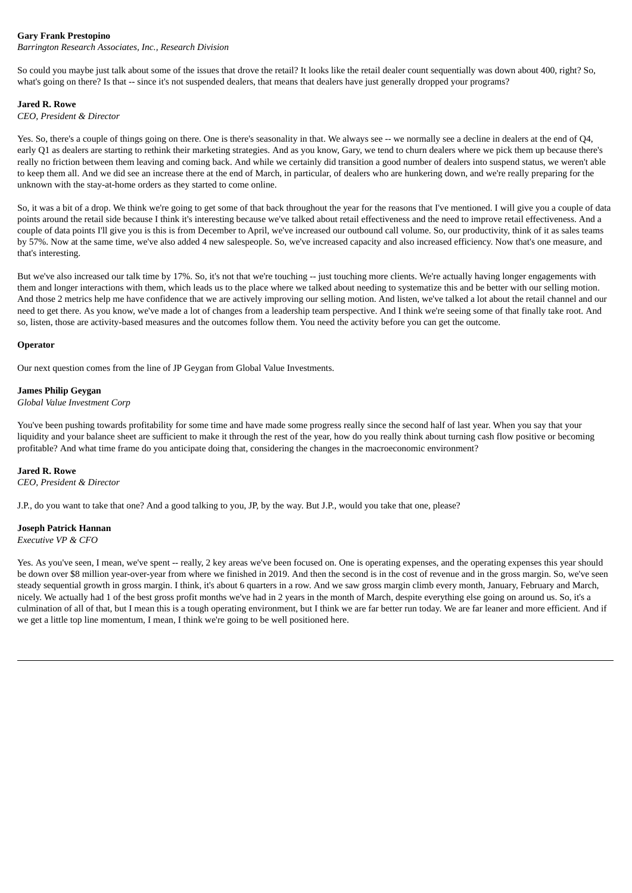**Gary Frank Prestopino**
*Barrington Research Associates, Inc., Research Division*

So could you maybe just talk about some of the issues that drove the retail? It looks like the retail dealer count sequentially was down about 400, right? So, what's going on there? Is that -- since it's not suspended dealers, that means that dealers have just generally dropped your programs?

**Jared R. Rowe**
*CEO, President & Director*

Yes. So, there's a couple of things going on there. One is there's seasonality in that. We always see -- we normally see a decline in dealers at the end of Q4, early Q1 as dealers are starting to rethink their marketing strategies. And as you know, Gary, we tend to churn dealers where we pick them up because there's really no friction between them leaving and coming back. And while we certainly did transition a good number of dealers into suspend status, we weren't able to keep them all. And we did see an increase there at the end of March, in particular, of dealers who are hunkering down, and we're really preparing for the unknown with the stay-at-home orders as they started to come online.

So, it was a bit of a drop. We think we're going to get some of that back throughout the year for the reasons that I've mentioned. I will give you a couple of data points around the retail side because I think it's interesting because we've talked about retail effectiveness and the need to improve retail effectiveness. And a couple of data points I'll give you is this is from December to April, we've increased our outbound call volume. So, our productivity, think of it as sales teams by 57%. Now at the same time, we've also added 4 new salespeople. So, we've increased capacity and also increased efficiency. Now that's one measure, and that's interesting.

But we've also increased our talk time by 17%. So, it's not that we're touching -- just touching more clients. We're actually having longer engagements with them and longer interactions with them, which leads us to the place where we talked about needing to systematize this and be better with our selling motion. And those 2 metrics help me have confidence that we are actively improving our selling motion. And listen, we've talked a lot about the retail channel and our need to get there. As you know, we've made a lot of changes from a leadership team perspective. And I think we're seeing some of that finally take root. And so, listen, those are activity-based measures and the outcomes follow them. You need the activity before you can get the outcome.

**Operator**

Our next question comes from the line of JP Geygan from Global Value Investments.

**James Philip Geygan**
*Global Value Investment Corp*

You've been pushing towards profitability for some time and have made some progress really since the second half of last year. When you say that your liquidity and your balance sheet are sufficient to make it through the rest of the year, how do you really think about turning cash flow positive or becoming profitable? And what time frame do you anticipate doing that, considering the changes in the macroeconomic environment?

**Jared R. Rowe**
*CEO, President & Director*

J.P., do you want to take that one? And a good talking to you, JP, by the way. But J.P., would you take that one, please?

**Joseph Patrick Hannan**
*Executive VP & CFO*

Yes. As you've seen, I mean, we've spent -- really, 2 key areas we've been focused on. One is operating expenses, and the operating expenses this year should be down over $8 million year-over-year from where we finished in 2019. And then the second is in the cost of revenue and in the gross margin. So, we've seen steady sequential growth in gross margin. I think, it's about 6 quarters in a row. And we saw gross margin climb every month, January, February and March, nicely. We actually had 1 of the best gross profit months we've had in 2 years in the month of March, despite everything else going on around us. So, it's a culmination of all of that, but I mean this is a tough operating environment, but I think we are far better run today. We are far leaner and more efficient. And if we get a little top line momentum, I mean, I think we're going to be well positioned here.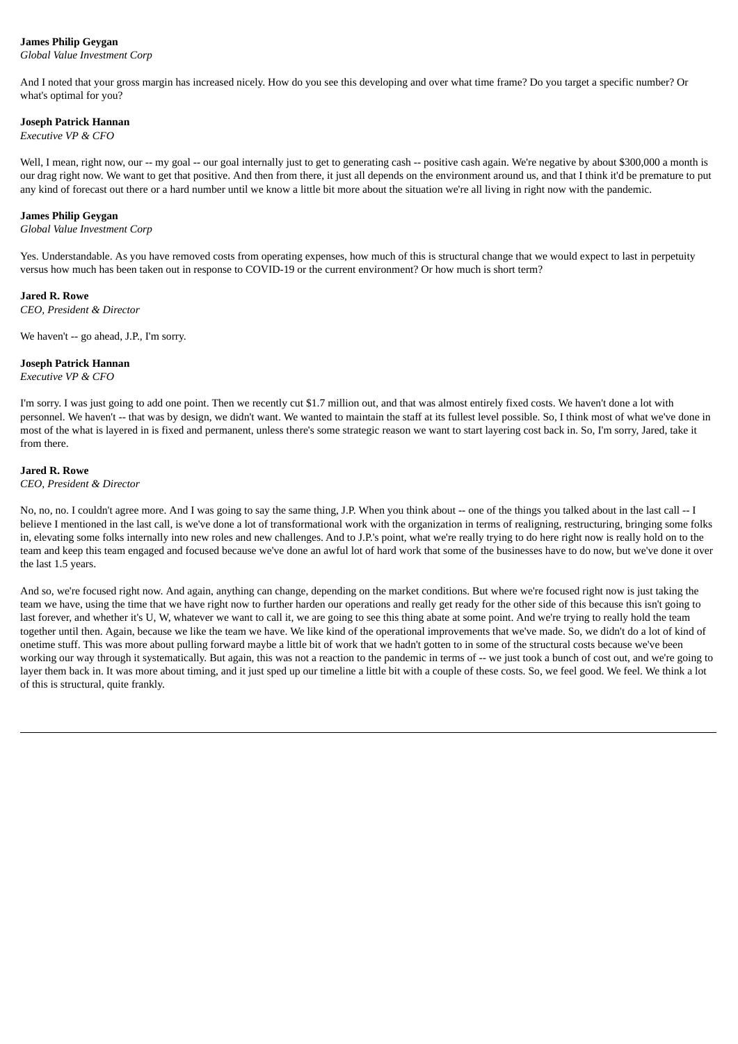**James Philip Geygan**
*Global Value Investment Corp*

And I noted that your gross margin has increased nicely. How do you see this developing and over what time frame? Do you target a specific number? Or what's optimal for you?

**Joseph Patrick Hannan**
*Executive VP & CFO*

Well, I mean, right now, our -- my goal -- our goal internally just to get to generating cash -- positive cash again. We're negative by about $300,000 a month is our drag right now. We want to get that positive. And then from there, it just all depends on the environment around us, and that I think it'd be premature to put any kind of forecast out there or a hard number until we know a little bit more about the situation we're all living in right now with the pandemic.

**James Philip Geygan**
*Global Value Investment Corp*

Yes. Understandable. As you have removed costs from operating expenses, how much of this is structural change that we would expect to last in perpetuity versus how much has been taken out in response to COVID-19 or the current environment? Or how much is short term?

**Jared R. Rowe**
*CEO, President & Director*

We haven't -- go ahead, J.P., I'm sorry.

**Joseph Patrick Hannan**
*Executive VP & CFO*

I'm sorry. I was just going to add one point. Then we recently cut $1.7 million out, and that was almost entirely fixed costs. We haven't done a lot with personnel. We haven't -- that was by design, we didn't want. We wanted to maintain the staff at its fullest level possible. So, I think most of what we've done in most of the what is layered in is fixed and permanent, unless there's some strategic reason we want to start layering cost back in. So, I'm sorry, Jared, take it from there.

**Jared R. Rowe**
*CEO, President & Director*

No, no, no. I couldn't agree more. And I was going to say the same thing, J.P. When you think about -- one of the things you talked about in the last call -- I believe I mentioned in the last call, is we've done a lot of transformational work with the organization in terms of realigning, restructuring, bringing some folks in, elevating some folks internally into new roles and new challenges. And to J.P.'s point, what we're really trying to do here right now is really hold on to the team and keep this team engaged and focused because we've done an awful lot of hard work that some of the businesses have to do now, but we've done it over the last 1.5 years.

And so, we're focused right now. And again, anything can change, depending on the market conditions. But where we're focused right now is just taking the team we have, using the time that we have right now to further harden our operations and really get ready for the other side of this because this isn't going to last forever, and whether it's U, W, whatever we want to call it, we are going to see this thing abate at some point. And we're trying to really hold the team together until then. Again, because we like the team we have. We like kind of the operational improvements that we've made. So, we didn't do a lot of kind of onetime stuff. This was more about pulling forward maybe a little bit of work that we hadn't gotten to in some of the structural costs because we've been working our way through it systematically. But again, this was not a reaction to the pandemic in terms of -- we just took a bunch of cost out, and we're going to layer them back in. It was more about timing, and it just sped up our timeline a little bit with a couple of these costs. So, we feel good. We feel. We think a lot of this is structural, quite frankly.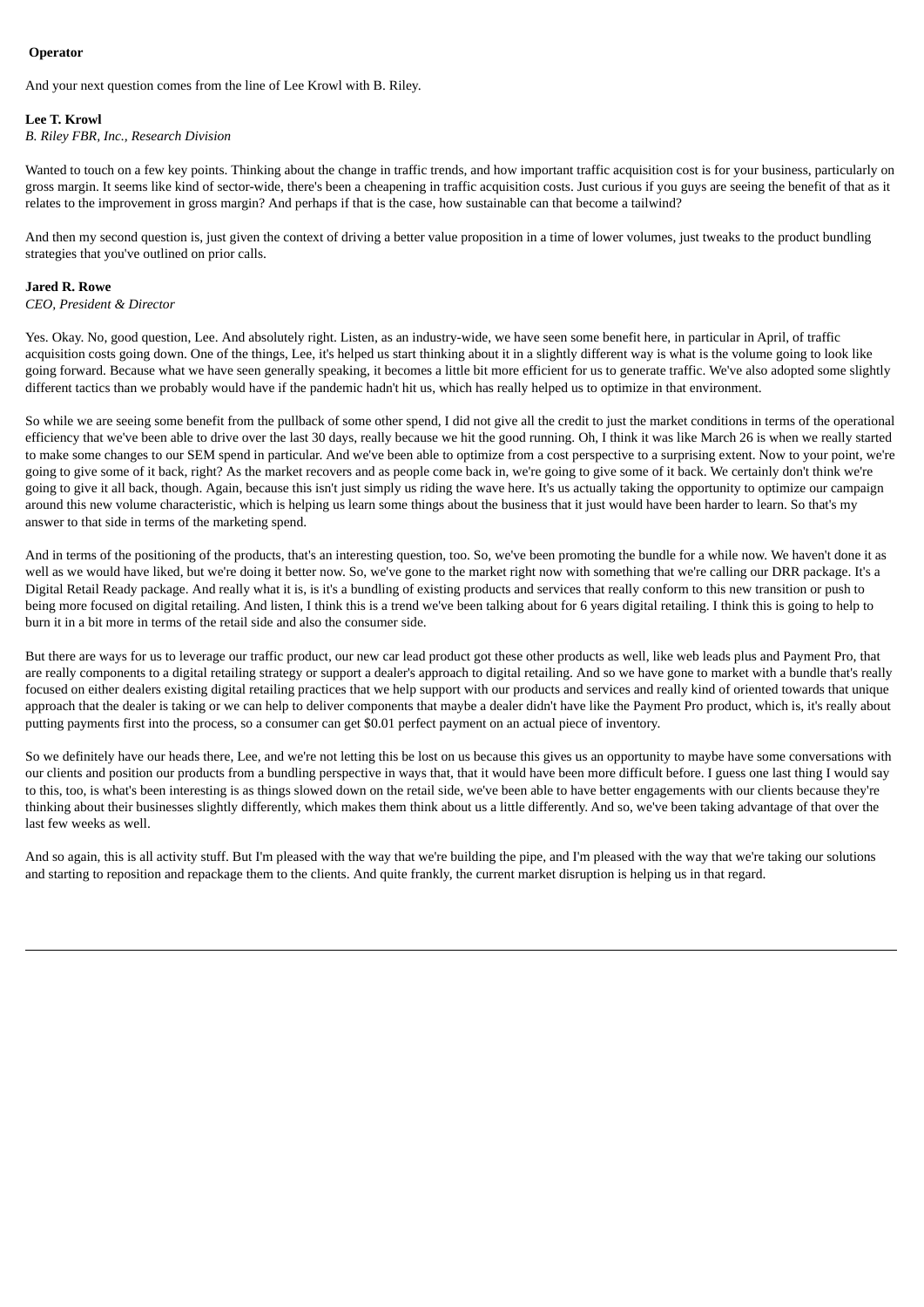**Operator**

And your next question comes from the line of Lee Krowl with B. Riley.

**Lee T. Krowl**
*B. Riley FBR, Inc., Research Division*

Wanted to touch on a few key points. Thinking about the change in traffic trends, and how important traffic acquisition cost is for your business, particularly on gross margin. It seems like kind of sector-wide, there's been a cheapening in traffic acquisition costs. Just curious if you guys are seeing the benefit of that as it relates to the improvement in gross margin? And perhaps if that is the case, how sustainable can that become a tailwind?

And then my second question is, just given the context of driving a better value proposition in a time of lower volumes, just tweaks to the product bundling strategies that you've outlined on prior calls.

**Jared R. Rowe**
*CEO, President & Director*

Yes. Okay. No, good question, Lee. And absolutely right. Listen, as an industry-wide, we have seen some benefit here, in particular in April, of traffic acquisition costs going down. One of the things, Lee, it's helped us start thinking about it in a slightly different way is what is the volume going to look like going forward. Because what we have seen generally speaking, it becomes a little bit more efficient for us to generate traffic. We've also adopted some slightly different tactics than we probably would have if the pandemic hadn't hit us, which has really helped us to optimize in that environment.

So while we are seeing some benefit from the pullback of some other spend, I did not give all the credit to just the market conditions in terms of the operational efficiency that we've been able to drive over the last 30 days, really because we hit the good running. Oh, I think it was like March 26 is when we really started to make some changes to our SEM spend in particular. And we've been able to optimize from a cost perspective to a surprising extent. Now to your point, we're going to give some of it back, right? As the market recovers and as people come back in, we're going to give some of it back. We certainly don't think we're going to give it all back, though. Again, because this isn't just simply us riding the wave here. It's us actually taking the opportunity to optimize our campaign around this new volume characteristic, which is helping us learn some things about the business that it just would have been harder to learn. So that's my answer to that side in terms of the marketing spend.

And in terms of the positioning of the products, that's an interesting question, too. So, we've been promoting the bundle for a while now. We haven't done it as well as we would have liked, but we're doing it better now. So, we've gone to the market right now with something that we're calling our DRR package. It's a Digital Retail Ready package. And really what it is, is it's a bundling of existing products and services that really conform to this new transition or push to being more focused on digital retailing. And listen, I think this is a trend we've been talking about for 6 years digital retailing. I think this is going to help to burn it in a bit more in terms of the retail side and also the consumer side.

But there are ways for us to leverage our traffic product, our new car lead product got these other products as well, like web leads plus and Payment Pro, that are really components to a digital retailing strategy or support a dealer's approach to digital retailing. And so we have gone to market with a bundle that's really focused on either dealers existing digital retailing practices that we help support with our products and services and really kind of oriented towards that unique approach that the dealer is taking or we can help to deliver components that maybe a dealer didn't have like the Payment Pro product, which is, it's really about putting payments first into the process, so a consumer can get $0.01 perfect payment on an actual piece of inventory.

So we definitely have our heads there, Lee, and we're not letting this be lost on us because this gives us an opportunity to maybe have some conversations with our clients and position our products from a bundling perspective in ways that, that it would have been more difficult before. I guess one last thing I would say to this, too, is what's been interesting is as things slowed down on the retail side, we've been able to have better engagements with our clients because they're thinking about their businesses slightly differently, which makes them think about us a little differently. And so, we've been taking advantage of that over the last few weeks as well.

And so again, this is all activity stuff. But I'm pleased with the way that we're building the pipe, and I'm pleased with the way that we're taking our solutions and starting to reposition and repackage them to the clients. And quite frankly, the current market disruption is helping us in that regard.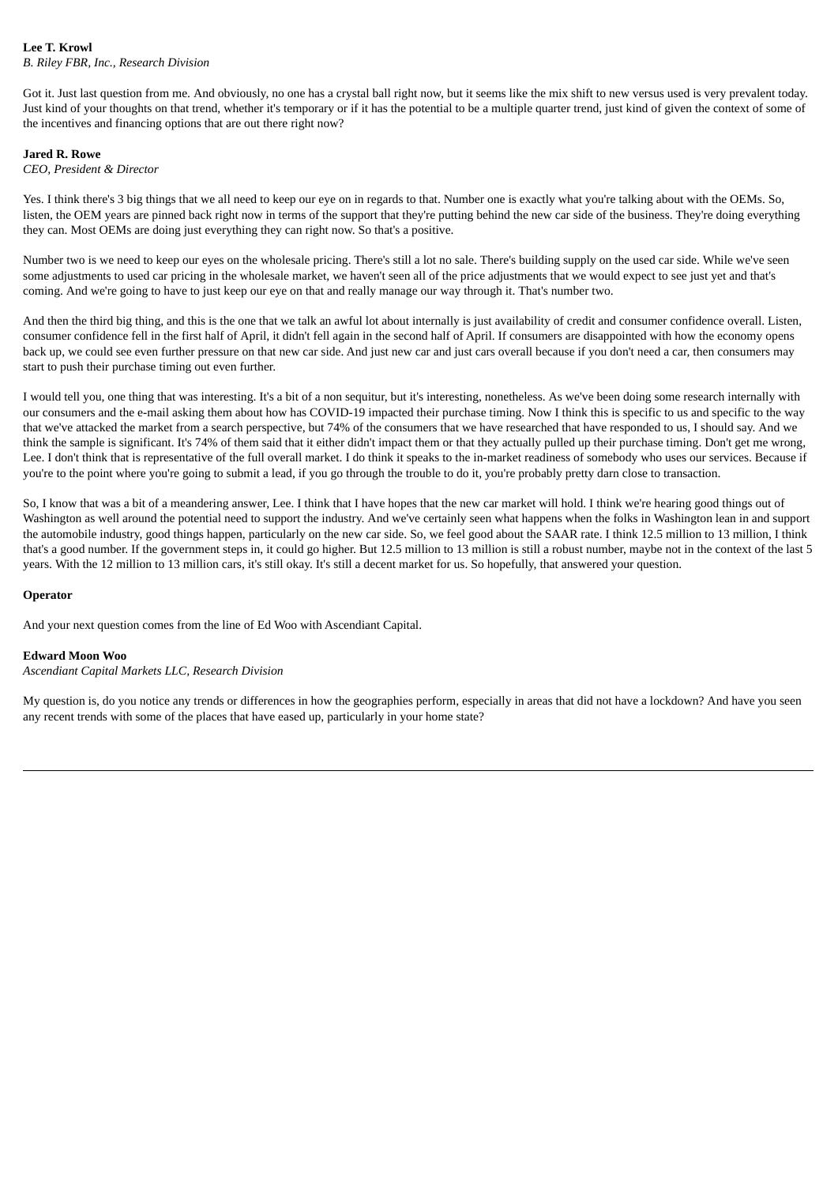**Lee T. Krowl**
*B. Riley FBR, Inc., Research Division*

Got it. Just last question from me. And obviously, no one has a crystal ball right now, but it seems like the mix shift to new versus used is very prevalent today. Just kind of your thoughts on that trend, whether it's temporary or if it has the potential to be a multiple quarter trend, just kind of given the context of some of the incentives and financing options that are out there right now?

**Jared R. Rowe**
*CEO, President & Director*

Yes. I think there's 3 big things that we all need to keep our eye on in regards to that. Number one is exactly what you're talking about with the OEMs. So, listen, the OEM years are pinned back right now in terms of the support that they're putting behind the new car side of the business. They're doing everything they can. Most OEMs are doing just everything they can right now. So that's a positive.

Number two is we need to keep our eyes on the wholesale pricing. There's still a lot no sale. There's building supply on the used car side. While we've seen some adjustments to used car pricing in the wholesale market, we haven't seen all of the price adjustments that we would expect to see just yet and that's coming. And we're going to have to just keep our eye on that and really manage our way through it. That's number two.

And then the third big thing, and this is the one that we talk an awful lot about internally is just availability of credit and consumer confidence overall. Listen, consumer confidence fell in the first half of April, it didn't fell again in the second half of April. If consumers are disappointed with how the economy opens back up, we could see even further pressure on that new car side. And just new car and just cars overall because if you don't need a car, then consumers may start to push their purchase timing out even further.

I would tell you, one thing that was interesting. It's a bit of a non sequitur, but it's interesting, nonetheless. As we've been doing some research internally with our consumers and the e-mail asking them about how has COVID-19 impacted their purchase timing. Now I think this is specific to us and specific to the way that we've attacked the market from a search perspective, but 74% of the consumers that we have researched that have responded to us, I should say. And we think the sample is significant. It's 74% of them said that it either didn't impact them or that they actually pulled up their purchase timing. Don't get me wrong, Lee. I don't think that is representative of the full overall market. I do think it speaks to the in-market readiness of somebody who uses our services. Because if you're to the point where you're going to submit a lead, if you go through the trouble to do it, you're probably pretty darn close to transaction.

So, I know that was a bit of a meandering answer, Lee. I think that I have hopes that the new car market will hold. I think we're hearing good things out of Washington as well around the potential need to support the industry. And we've certainly seen what happens when the folks in Washington lean in and support the automobile industry, good things happen, particularly on the new car side. So, we feel good about the SAAR rate. I think 12.5 million to 13 million, I think that's a good number. If the government steps in, it could go higher. But 12.5 million to 13 million is still a robust number, maybe not in the context of the last 5 years. With the 12 million to 13 million cars, it's still okay. It's still a decent market for us. So hopefully, that answered your question.

**Operator**

And your next question comes from the line of Ed Woo with Ascendiant Capital.

**Edward Moon Woo**
*Ascendiant Capital Markets LLC, Research Division*

My question is, do you notice any trends or differences in how the geographies perform, especially in areas that did not have a lockdown? And have you seen any recent trends with some of the places that have eased up, particularly in your home state?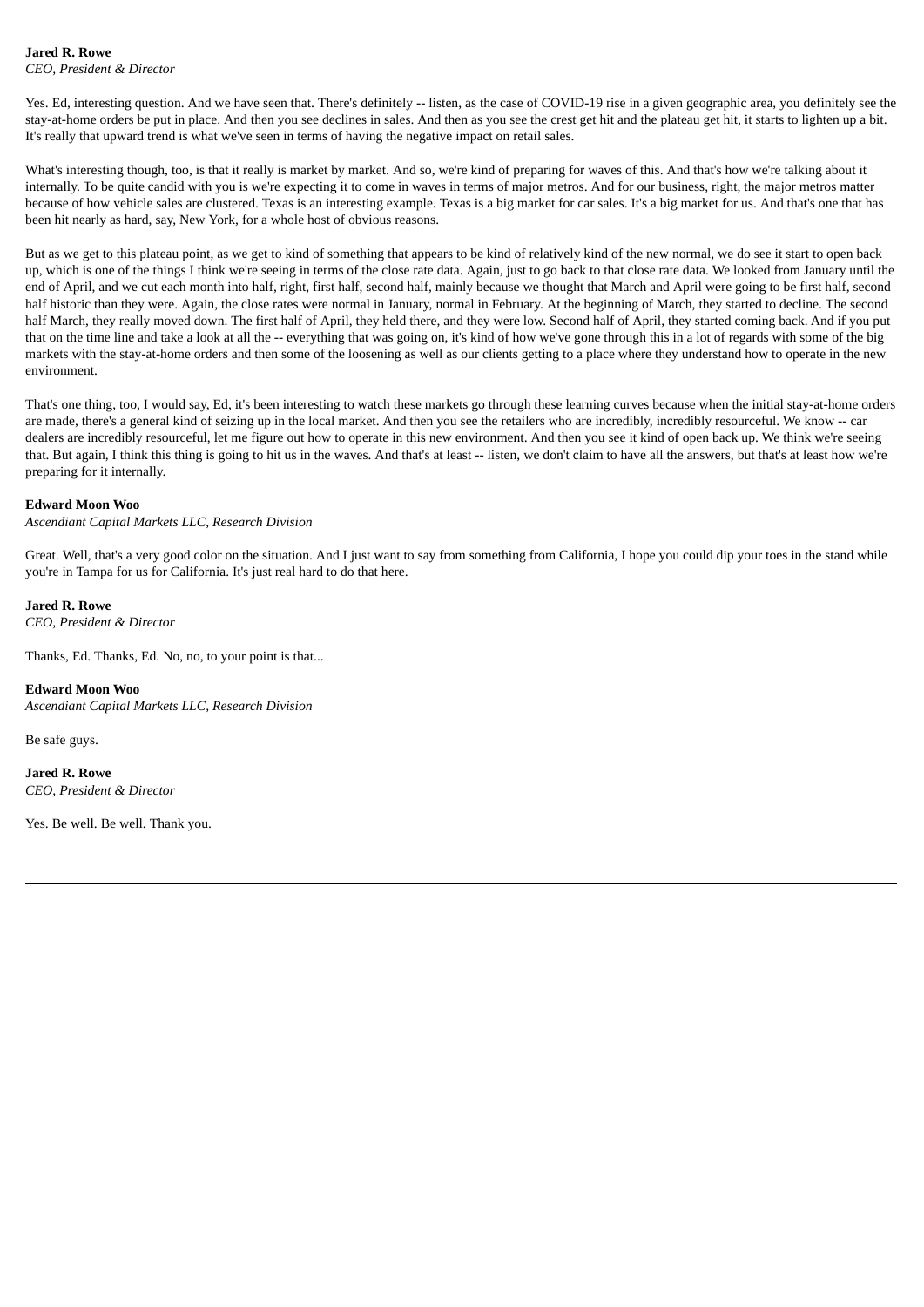**Jared R. Rowe**
*CEO, President & Director*

Yes. Ed, interesting question. And we have seen that. There's definitely -- listen, as the case of COVID-19 rise in a given geographic area, you definitely see the stay-at-home orders be put in place. And then you see declines in sales. And then as you see the crest get hit and the plateau get hit, it starts to lighten up a bit. It's really that upward trend is what we've seen in terms of having the negative impact on retail sales.

What's interesting though, too, is that it really is market by market. And so, we're kind of preparing for waves of this. And that's how we're talking about it internally. To be quite candid with you is we're expecting it to come in waves in terms of major metros. And for our business, right, the major metros matter because of how vehicle sales are clustered. Texas is an interesting example. Texas is a big market for car sales. It's a big market for us. And that's one that has been hit nearly as hard, say, New York, for a whole host of obvious reasons.

But as we get to this plateau point, as we get to kind of something that appears to be kind of relatively kind of the new normal, we do see it start to open back up, which is one of the things I think we're seeing in terms of the close rate data. Again, just to go back to that close rate data. We looked from January until the end of April, and we cut each month into half, right, first half, second half, mainly because we thought that March and April were going to be first half, second half historic than they were. Again, the close rates were normal in January, normal in February. At the beginning of March, they started to decline. The second half March, they really moved down. The first half of April, they held there, and they were low. Second half of April, they started coming back. And if you put that on the time line and take a look at all the -- everything that was going on, it's kind of how we've gone through this in a lot of regards with some of the big markets with the stay-at-home orders and then some of the loosening as well as our clients getting to a place where they understand how to operate in the new environment.

That's one thing, too, I would say, Ed, it's been interesting to watch these markets go through these learning curves because when the initial stay-at-home orders are made, there's a general kind of seizing up in the local market. And then you see the retailers who are incredibly, incredibly resourceful. We know -- car dealers are incredibly resourceful, let me figure out how to operate in this new environment. And then you see it kind of open back up. We think we're seeing that. But again, I think this thing is going to hit us in the waves. And that's at least -- listen, we don't claim to have all the answers, but that's at least how we're preparing for it internally.

**Edward Moon Woo**
*Ascendiant Capital Markets LLC, Research Division*

Great. Well, that's a very good color on the situation. And I just want to say from something from California, I hope you could dip your toes in the stand while you're in Tampa for us for California. It's just real hard to do that here.

**Jared R. Rowe**
*CEO, President & Director*

Thanks, Ed. Thanks, Ed. No, no, to your point is that...

**Edward Moon Woo**
*Ascendiant Capital Markets LLC, Research Division*

Be safe guys.

**Jared R. Rowe**
*CEO, President & Director*

Yes. Be well. Be well. Thank you.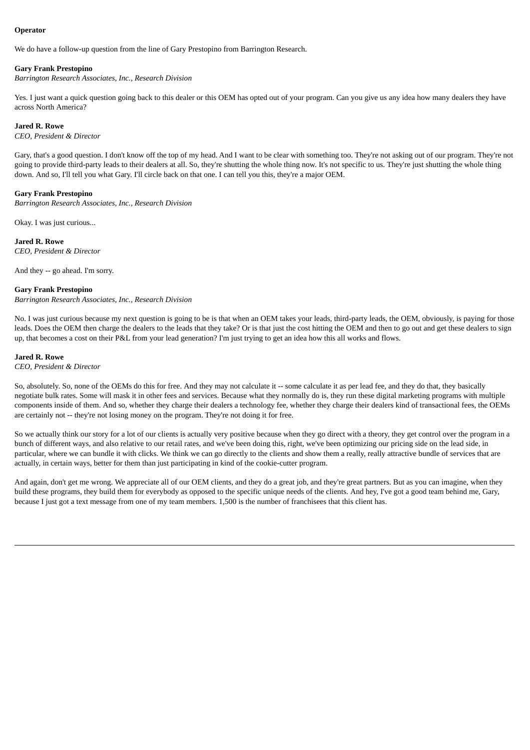**Operator**

We do have a follow-up question from the line of Gary Prestopino from Barrington Research.

**Gary Frank Prestopino**
*Barrington Research Associates, Inc., Research Division*

Yes. I just want a quick question going back to this dealer or this OEM has opted out of your program. Can you give us any idea how many dealers they have across North America?

**Jared R. Rowe**
*CEO, President & Director*

Gary, that's a good question. I don't know off the top of my head. And I want to be clear with something too. They're not asking out of our program. They're not going to provide third-party leads to their dealers at all. So, they're shutting the whole thing now. It's not specific to us. They're just shutting the whole thing down. And so, I'll tell you what Gary. I'll circle back on that one. I can tell you this, they're a major OEM.

**Gary Frank Prestopino**
*Barrington Research Associates, Inc., Research Division*

Okay. I was just curious...

**Jared R. Rowe**
*CEO, President & Director*

And they -- go ahead. I'm sorry.

**Gary Frank Prestopino**
*Barrington Research Associates, Inc., Research Division*

No. I was just curious because my next question is going to be is that when an OEM takes your leads, third-party leads, the OEM, obviously, is paying for those leads. Does the OEM then charge the dealers to the leads that they take? Or is that just the cost hitting the OEM and then to go out and get these dealers to sign up, that becomes a cost on their P&L from your lead generation? I'm just trying to get an idea how this all works and flows.

**Jared R. Rowe**
*CEO, President & Director*

So, absolutely. So, none of the OEMs do this for free. And they may not calculate it -- some calculate it as per lead fee, and they do that, they basically negotiate bulk rates. Some will mask it in other fees and services. Because what they normally do is, they run these digital marketing programs with multiple components inside of them. And so, whether they charge their dealers a technology fee, whether they charge their dealers kind of transactional fees, the OEMs are certainly not -- they're not losing money on the program. They're not doing it for free.

So we actually think our story for a lot of our clients is actually very positive because when they go direct with a theory, they get control over the program in a bunch of different ways, and also relative to our retail rates, and we've been doing this, right, we've been optimizing our pricing side on the lead side, in particular, where we can bundle it with clicks. We think we can go directly to the clients and show them a really, really attractive bundle of services that are actually, in certain ways, better for them than just participating in kind of the cookie-cutter program.

And again, don't get me wrong. We appreciate all of our OEM clients, and they do a great job, and they're great partners. But as you can imagine, when they build these programs, they build them for everybody as opposed to the specific unique needs of the clients. And hey, I've got a good team behind me, Gary, because I just got a text message from one of my team members. 1,500 is the number of franchisees that this client has.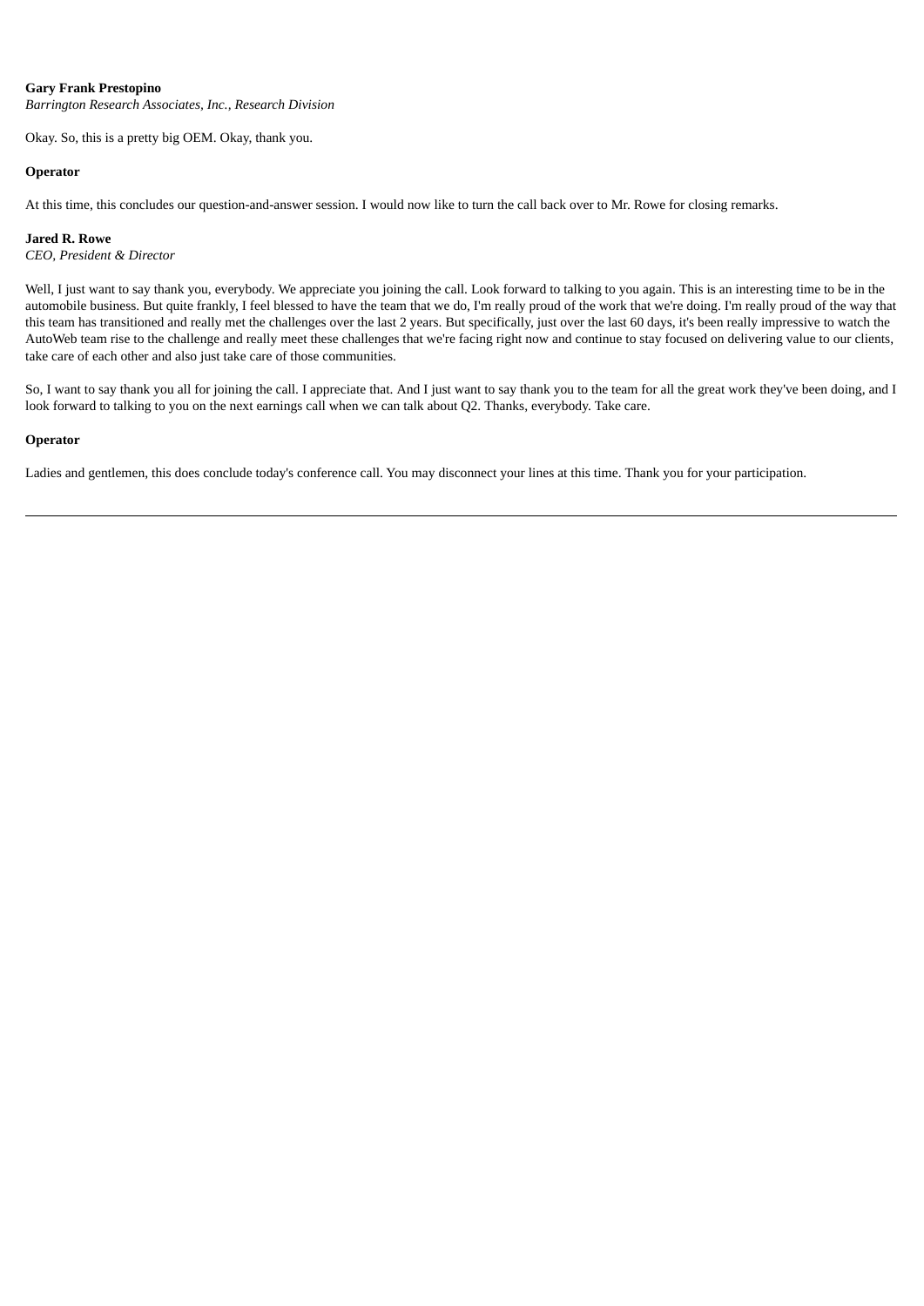**Gary Frank Prestopino**
*Barrington Research Associates, Inc., Research Division*

Okay. So, this is a pretty big OEM. Okay, thank you.

**Operator**

At this time, this concludes our question-and-answer session. I would now like to turn the call back over to Mr. Rowe for closing remarks.

**Jared R. Rowe**
*CEO, President & Director*

Well, I just want to say thank you, everybody. We appreciate you joining the call. Look forward to talking to you again. This is an interesting time to be in the automobile business. But quite frankly, I feel blessed to have the team that we do, I'm really proud of the work that we're doing. I'm really proud of the way that this team has transitioned and really met the challenges over the last 2 years. But specifically, just over the last 60 days, it's been really impressive to watch the AutoWeb team rise to the challenge and really meet these challenges that we're facing right now and continue to stay focused on delivering value to our clients, take care of each other and also just take care of those communities.

So, I want to say thank you all for joining the call. I appreciate that. And I just want to say thank you to the team for all the great work they've been doing, and I look forward to talking to you on the next earnings call when we can talk about Q2. Thanks, everybody. Take care.

**Operator**

Ladies and gentlemen, this does conclude today's conference call. You may disconnect your lines at this time. Thank you for your participation.

---